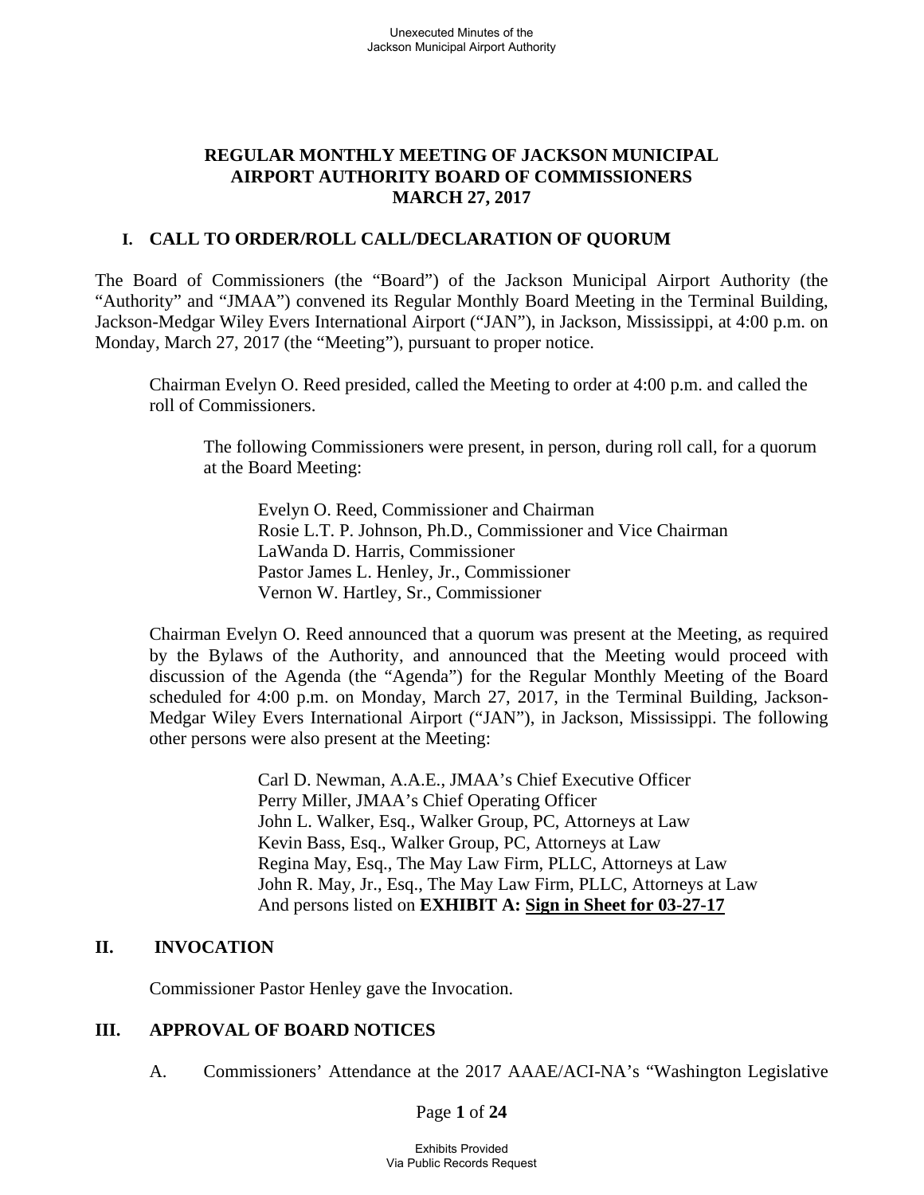# REGULAR MONTHLY MEETING OF JACKSON MUNICIPAL AIRPORT AUTHORITY BOARD OF COMMISSIONERS MARCH 27, 2017

## I. CALL TO ORDER/ROLL CALL/DECLARATION OF QUORUM

The Board of Commissioners (the "Board") of the Jackson Municipal Airport Authority (the "Authority" and "JMAA") convened its Regular Monthly Board Meeting in the Terminal Building, Jackson-Medgar Wiley Evers International Airport ("JAN"), in Jackson, Mississippi, at 4:00 p.m. on Monday, March 27, 2017 (the "Meeting"), pursuant to proper notice.

Chairman Evelyn O. Reed presided, called the Meeting to order at 4:00 p.m. and called the roll of Commissioners.

The following Commissioners were present, in person, during roll call, for a quorum at the Board Meeting:

Evelyn O. Reed, Commissioner and Chairman
Rosie L.T. P. Johnson, Ph.D., Commissioner and Vice Chairman
LaWanda D. Harris, Commissioner
Pastor James L. Henley, Jr., Commissioner
Vernon W. Hartley, Sr., Commissioner

Chairman Evelyn O. Reed announced that a quorum was present at the Meeting, as required by the Bylaws of the Authority, and announced that the Meeting would proceed with discussion of the Agenda (the "Agenda") for the Regular Monthly Meeting of the Board scheduled for 4:00 p.m. on Monday, March 27, 2017, in the Terminal Building, Jackson-Medgar Wiley Evers International Airport ("JAN"), in Jackson, Mississippi. The following other persons were also present at the Meeting:

Carl D. Newman, A.A.E., JMAA's Chief Executive Officer
Perry Miller, JMAA's Chief Operating Officer
John L. Walker, Esq., Walker Group, PC, Attorneys at Law
Kevin Bass, Esq., Walker Group, PC, Attorneys at Law
Regina May, Esq., The May Law Firm, PLLC, Attorneys at Law
John R. May, Jr., Esq., The May Law Firm, PLLC, Attorneys at Law
And persons listed on **EXHIBIT A: Sign in Sheet for 03-27-17**

## II. INVOCATION

Commissioner Pastor Henley gave the Invocation.

## III. APPROVAL OF BOARD NOTICES

A. Commissioners' Attendance at the 2017 AAAE/ACI-NA's "Washington Legislative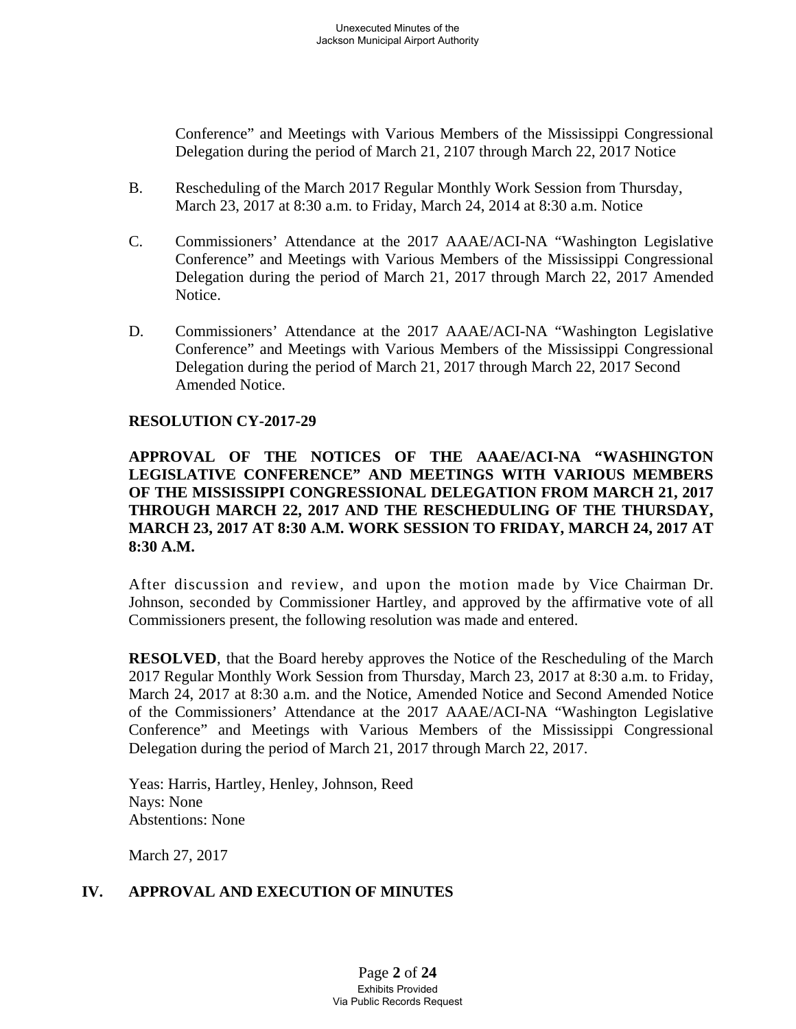Conference" and Meetings with Various Members of the Mississippi Congressional Delegation during the period of March 21, 2107 through March 22, 2017 Notice

B. Rescheduling of the March 2017 Regular Monthly Work Session from Thursday, March 23, 2017 at 8:30 a.m. to Friday, March 24, 2014 at 8:30 a.m. Notice

C. Commissioners' Attendance at the 2017 AAAE/ACI-NA "Washington Legislative Conference" and Meetings with Various Members of the Mississippi Congressional Delegation during the period of March 21, 2017 through March 22, 2017 Amended Notice.

D. Commissioners' Attendance at the 2017 AAAE/ACI-NA "Washington Legislative Conference" and Meetings with Various Members of the Mississippi Congressional Delegation during the period of March 21, 2017 through March 22, 2017 Second Amended Notice.

**RESOLUTION CY-2017-29**

**APPROVAL OF THE NOTICES OF THE AAAE/ACI-NA "WASHINGTON LEGISLATIVE CONFERENCE" AND MEETINGS WITH VARIOUS MEMBERS OF THE MISSISSIPPI CONGRESSIONAL DELEGATION FROM MARCH 21, 2017 THROUGH MARCH 22, 2017 AND THE RESCHEDULING OF THE THURSDAY, MARCH 23, 2017 AT 8:30 A.M. WORK SESSION TO FRIDAY, MARCH 24, 2017 AT 8:30 A.M.**

After discussion and review, and upon the motion made by Vice Chairman Dr. Johnson, seconded by Commissioner Hartley, and approved by the affirmative vote of all Commissioners present, the following resolution was made and entered.

**RESOLVED**, that the Board hereby approves the Notice of the Rescheduling of the March 2017 Regular Monthly Work Session from Thursday, March 23, 2017 at 8:30 a.m. to Friday, March 24, 2017 at 8:30 a.m. and the Notice, Amended Notice and Second Amended Notice of the Commissioners' Attendance at the 2017 AAAE/ACI-NA "Washington Legislative Conference" and Meetings with Various Members of the Mississippi Congressional Delegation during the period of March 21, 2017 through March 22, 2017.

Yeas: Harris, Hartley, Henley, Johnson, Reed
Nays: None
Abstentions: None

March 27, 2017

## IV. APPROVAL AND EXECUTION OF MINUTES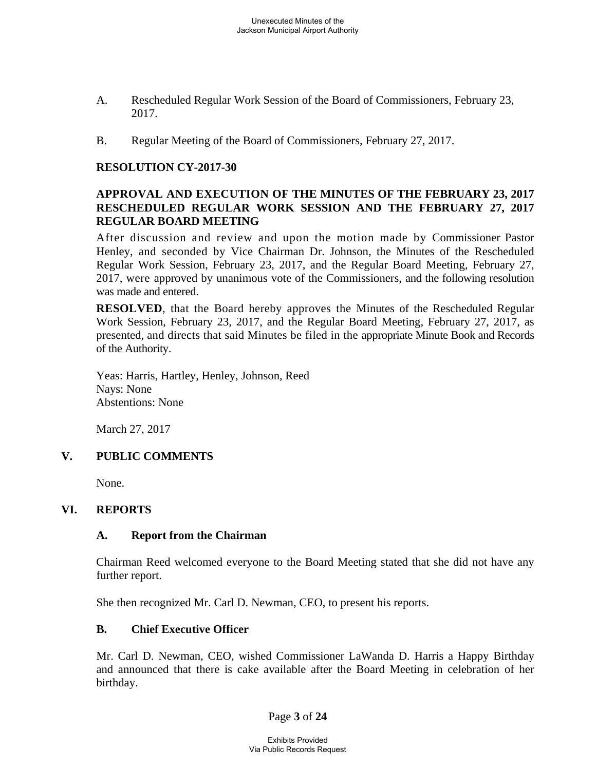A. Rescheduled Regular Work Session of the Board of Commissioners, February 23, 2017.

B. Regular Meeting of the Board of Commissioners, February 27, 2017.

**RESOLUTION CY-2017-30**

**APPROVAL AND EXECUTION OF THE MINUTES OF THE FEBRUARY 23, 2017 RESCHEDULED REGULAR WORK SESSION AND THE FEBRUARY 27, 2017 REGULAR BOARD MEETING**

After discussion and review and upon the motion made by Commissioner Pastor Henley, and seconded by Vice Chairman Dr. Johnson, the Minutes of the Rescheduled Regular Work Session, February 23, 2017, and the Regular Board Meeting, February 27, 2017, were approved by unanimous vote of the Commissioners, and the following resolution was made and entered.

**RESOLVED**, that the Board hereby approves the Minutes of the Rescheduled Regular Work Session, February 23, 2017, and the Regular Board Meeting, February 27, 2017, as presented, and directs that said Minutes be filed in the appropriate Minute Book and Records of the Authority.

Yeas: Harris, Hartley, Henley, Johnson, Reed
Nays: None
Abstentions: None

March 27, 2017

## V. PUBLIC COMMENTS

None.

## VI. REPORTS

### A. Report from the Chairman

Chairman Reed welcomed everyone to the Board Meeting stated that she did not have any further report.

She then recognized Mr. Carl D. Newman, CEO, to present his reports.

### B. Chief Executive Officer

Mr. Carl D. Newman, CEO, wished Commissioner LaWanda D. Harris a Happy Birthday and announced that there is cake available after the Board Meeting in celebration of her birthday.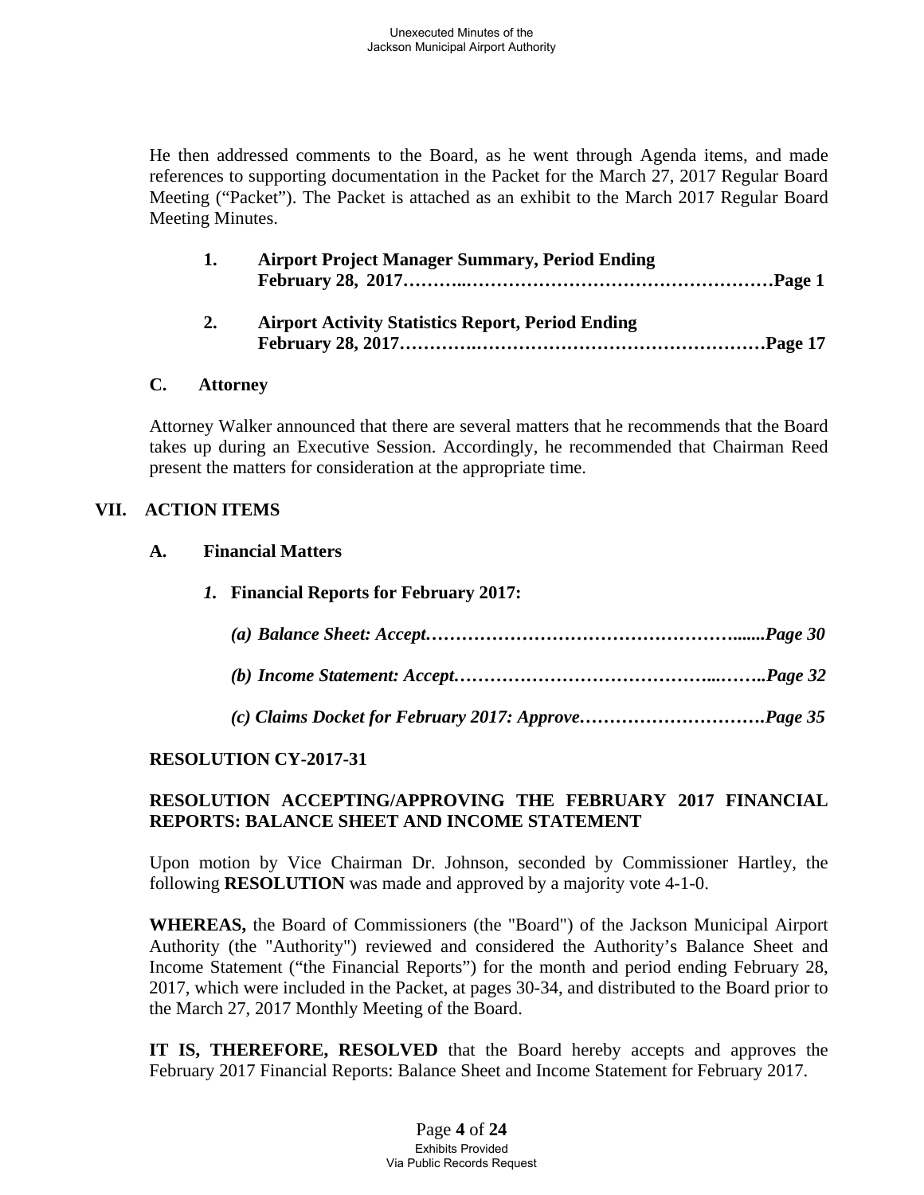He then addressed comments to the Board, as he went through Agenda items, and made references to supporting documentation in the Packet for the March 27, 2017 Regular Board Meeting ("Packet"). The Packet is attached as an exhibit to the March 2017 Regular Board Meeting Minutes.

1. **Airport Project Manager Summary, Period Ending February 28, 2017……….……………………………………………Page 1**

2. **Airport Activity Statistics Report, Period Ending February 28, 2017………….………………………………………Page 17**

**C. Attorney**

Attorney Walker announced that there are several matters that he recommends that the Board takes up during an Executive Session. Accordingly, he recommended that Chairman Reed present the matters for consideration at the appropriate time.

## VII. ACTION ITEMS

**A. Financial Matters**

***1.* Financial Reports for February 2017:**

***(a) Balance Sheet: Accept…………………………………………….......Page 30***

***(b) Income Statement: Accept…………………………………...……..Page 32***

***(c) Claims Docket for February 2017: Approve………………………….Page 35***

**RESOLUTION CY-2017-31**

**RESOLUTION ACCEPTING/APPROVING THE FEBRUARY 2017 FINANCIAL REPORTS: BALANCE SHEET AND INCOME STATEMENT**

Upon motion by Vice Chairman Dr. Johnson, seconded by Commissioner Hartley, the following **RESOLUTION** was made and approved by a majority vote 4-1-0.

**WHEREAS,** the Board of Commissioners (the "Board") of the Jackson Municipal Airport Authority (the "Authority") reviewed and considered the Authority's Balance Sheet and Income Statement ("the Financial Reports") for the month and period ending February 28, 2017, which were included in the Packet, at pages 30-34, and distributed to the Board prior to the March 27, 2017 Monthly Meeting of the Board.

**IT IS, THEREFORE, RESOLVED** that the Board hereby accepts and approves the February 2017 Financial Reports: Balance Sheet and Income Statement for February 2017.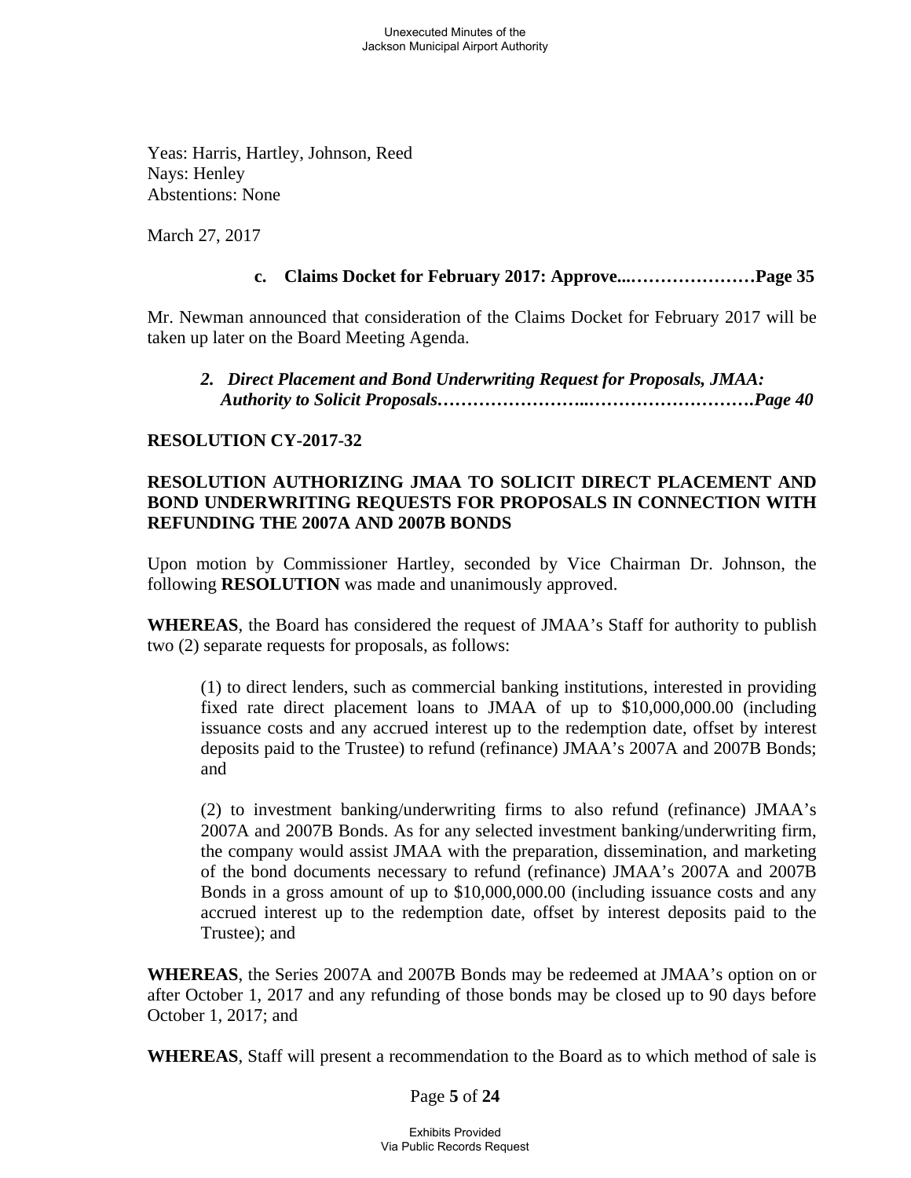Yeas: Harris, Hartley, Johnson, Reed
Nays: Henley
Abstentions: None

March 27, 2017

**c. Claims Docket for February 2017: Approve...…………………Page 35**

Mr. Newman announced that consideration of the Claims Docket for February 2017 will be taken up later on the Board Meeting Agenda.

***2. Direct Placement and Bond Underwriting Request for Proposals, JMAA: Authority to Solicit Proposals……………………..……………………….Page 40***

**RESOLUTION CY-2017-32**

**RESOLUTION AUTHORIZING JMAA TO SOLICIT DIRECT PLACEMENT AND BOND UNDERWRITING REQUESTS FOR PROPOSALS IN CONNECTION WITH REFUNDING THE 2007A AND 2007B BONDS**

Upon motion by Commissioner Hartley, seconded by Vice Chairman Dr. Johnson, the following **RESOLUTION** was made and unanimously approved.

**WHEREAS**, the Board has considered the request of JMAA's Staff for authority to publish two (2) separate requests for proposals, as follows:

> (1) to direct lenders, such as commercial banking institutions, interested in providing fixed rate direct placement loans to JMAA of up to $10,000,000.00 (including issuance costs and any accrued interest up to the redemption date, offset by interest deposits paid to the Trustee) to refund (refinance) JMAA's 2007A and 2007B Bonds; and
>
> (2) to investment banking/underwriting firms to also refund (refinance) JMAA's 2007A and 2007B Bonds. As for any selected investment banking/underwriting firm, the company would assist JMAA with the preparation, dissemination, and marketing of the bond documents necessary to refund (refinance) JMAA's 2007A and 2007B Bonds in a gross amount of up to $10,000,000.00 (including issuance costs and any accrued interest up to the redemption date, offset by interest deposits paid to the Trustee); and

**WHEREAS**, the Series 2007A and 2007B Bonds may be redeemed at JMAA's option on or after October 1, 2017 and any refunding of those bonds may be closed up to 90 days before October 1, 2017; and

**WHEREAS**, Staff will present a recommendation to the Board as to which method of sale is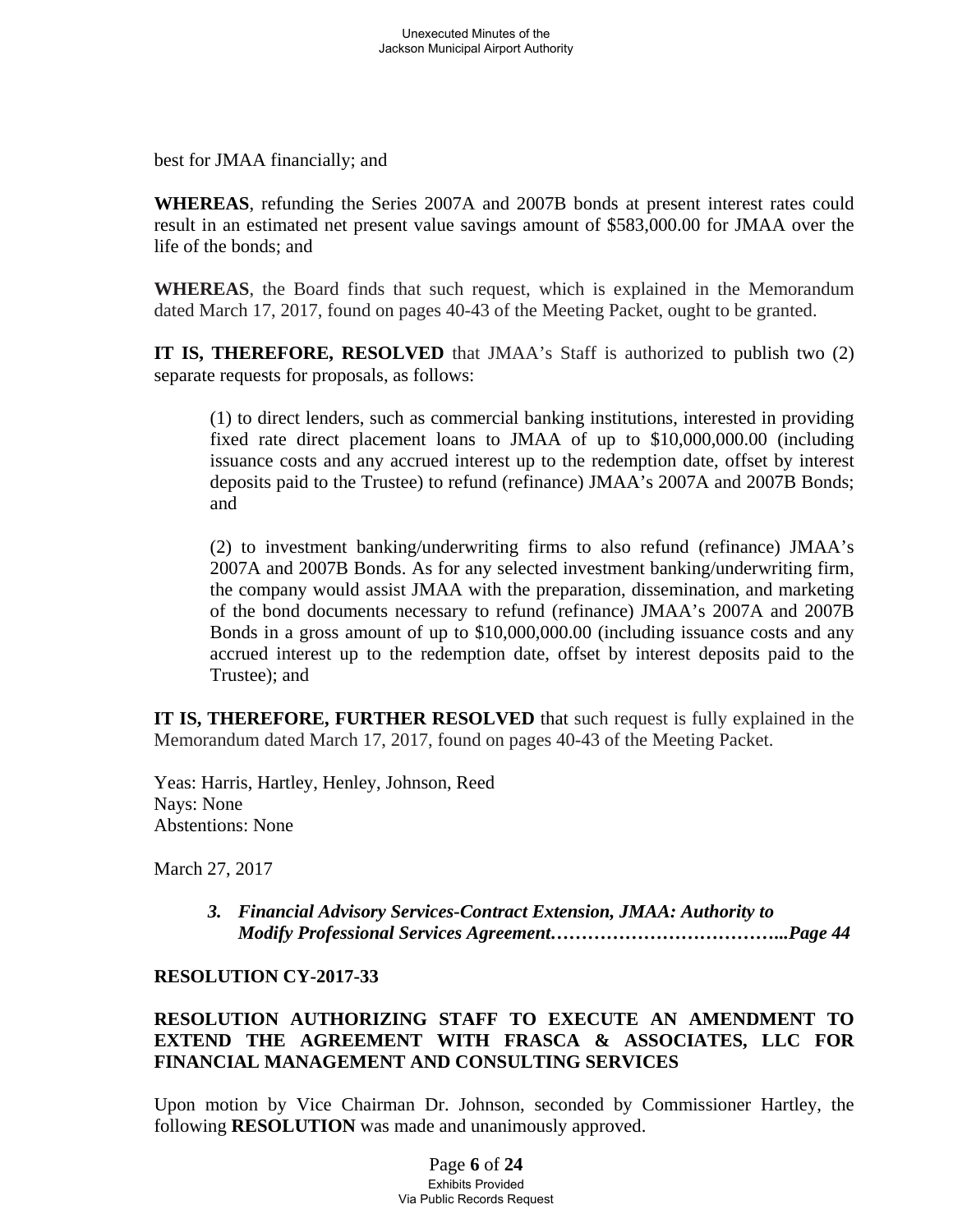best for JMAA financially; and

**WHEREAS**, refunding the Series 2007A and 2007B bonds at present interest rates could result in an estimated net present value savings amount of $583,000.00 for JMAA over the life of the bonds; and

**WHEREAS**, the Board finds that such request, which is explained in the Memorandum dated March 17, 2017, found on pages 40-43 of the Meeting Packet, ought to be granted.

**IT IS, THEREFORE, RESOLVED** that JMAA's Staff is authorized to publish two (2) separate requests for proposals, as follows:

> (1) to direct lenders, such as commercial banking institutions, interested in providing fixed rate direct placement loans to JMAA of up to $10,000,000.00 (including issuance costs and any accrued interest up to the redemption date, offset by interest deposits paid to the Trustee) to refund (refinance) JMAA's 2007A and 2007B Bonds; and
>
> (2) to investment banking/underwriting firms to also refund (refinance) JMAA's 2007A and 2007B Bonds. As for any selected investment banking/underwriting firm, the company would assist JMAA with the preparation, dissemination, and marketing of the bond documents necessary to refund (refinance) JMAA's 2007A and 2007B Bonds in a gross amount of up to $10,000,000.00 (including issuance costs and any accrued interest up to the redemption date, offset by interest deposits paid to the Trustee); and

**IT IS, THEREFORE, FURTHER RESOLVED** that such request is fully explained in the Memorandum dated March 17, 2017, found on pages 40-43 of the Meeting Packet.

Yeas: Harris, Hartley, Henley, Johnson, Reed
Nays: None
Abstentions: None

March 27, 2017

> ***3. Financial Advisory Services-Contract Extension, JMAA: Authority to Modify Professional Services Agreement……………………………...Page 44***

**RESOLUTION CY-2017-33**

**RESOLUTION AUTHORIZING STAFF TO EXECUTE AN AMENDMENT TO EXTEND THE AGREEMENT WITH FRASCA & ASSOCIATES, LLC FOR FINANCIAL MANAGEMENT AND CONSULTING SERVICES**

Upon motion by Vice Chairman Dr. Johnson, seconded by Commissioner Hartley, the following **RESOLUTION** was made and unanimously approved.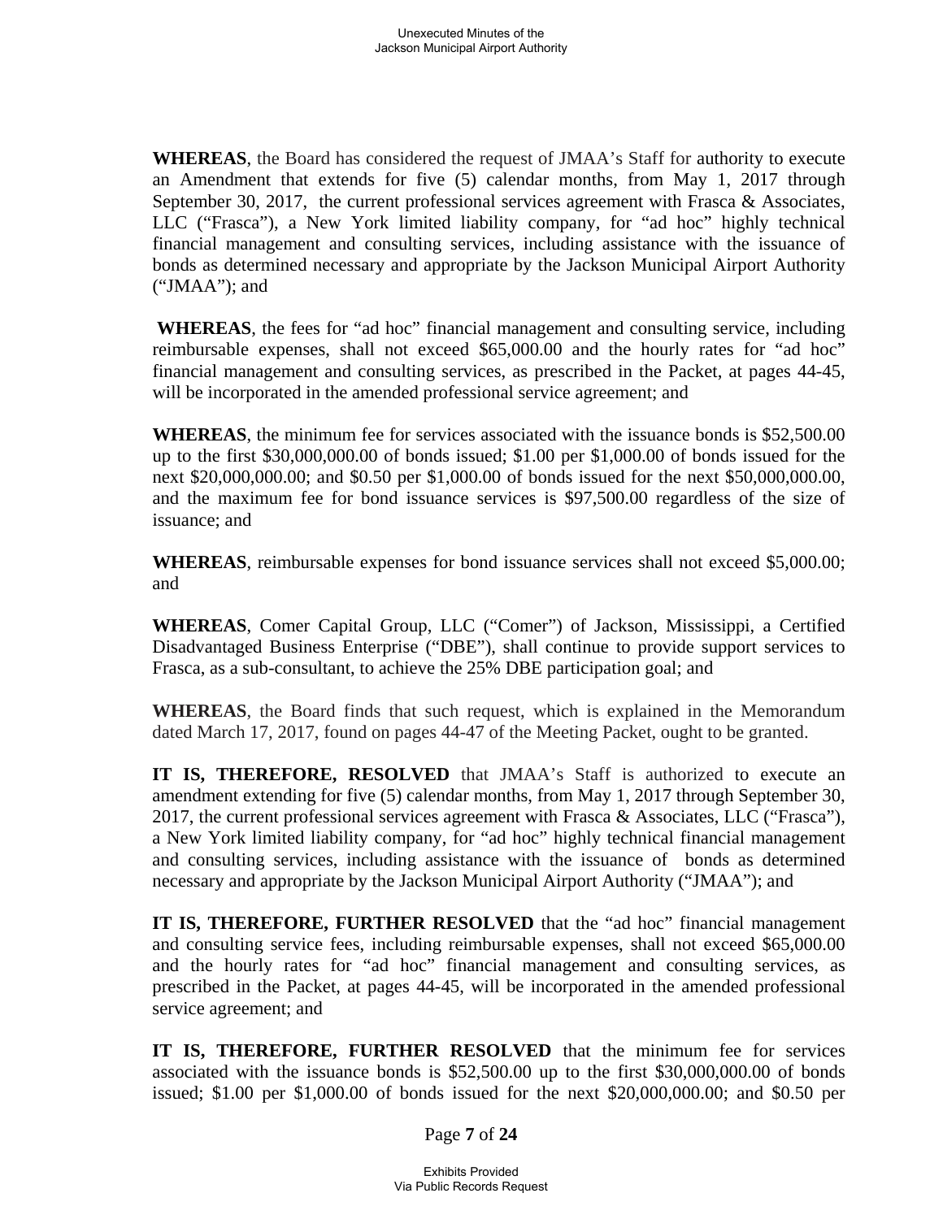**WHEREAS**, the Board has considered the request of JMAA's Staff for authority to execute an Amendment that extends for five (5) calendar months, from May 1, 2017 through September 30, 2017, the current professional services agreement with Frasca & Associates, LLC ("Frasca"), a New York limited liability company, for "ad hoc" highly technical financial management and consulting services, including assistance with the issuance of bonds as determined necessary and appropriate by the Jackson Municipal Airport Authority ("JMAA"); and

**WHEREAS**, the fees for "ad hoc" financial management and consulting service, including reimbursable expenses, shall not exceed $65,000.00 and the hourly rates for "ad hoc" financial management and consulting services, as prescribed in the Packet, at pages 44-45, will be incorporated in the amended professional service agreement; and

**WHEREAS**, the minimum fee for services associated with the issuance bonds is $52,500.00 up to the first $30,000,000.00 of bonds issued; $1.00 per $1,000.00 of bonds issued for the next $20,000,000.00; and $0.50 per $1,000.00 of bonds issued for the next $50,000,000.00, and the maximum fee for bond issuance services is $97,500.00 regardless of the size of issuance; and

**WHEREAS**, reimbursable expenses for bond issuance services shall not exceed $5,000.00; and

**WHEREAS**, Comer Capital Group, LLC ("Comer") of Jackson, Mississippi, a Certified Disadvantaged Business Enterprise ("DBE"), shall continue to provide support services to Frasca, as a sub-consultant, to achieve the 25% DBE participation goal; and

**WHEREAS**, the Board finds that such request, which is explained in the Memorandum dated March 17, 2017, found on pages 44-47 of the Meeting Packet, ought to be granted.

**IT IS, THEREFORE, RESOLVED** that JMAA's Staff is authorized to execute an amendment extending for five (5) calendar months, from May 1, 2017 through September 30, 2017, the current professional services agreement with Frasca & Associates, LLC ("Frasca"), a New York limited liability company, for "ad hoc" highly technical financial management and consulting services, including assistance with the issuance of bonds as determined necessary and appropriate by the Jackson Municipal Airport Authority ("JMAA"); and

**IT IS, THEREFORE, FURTHER RESOLVED** that the "ad hoc" financial management and consulting service fees, including reimbursable expenses, shall not exceed $65,000.00 and the hourly rates for "ad hoc" financial management and consulting services, as prescribed in the Packet, at pages 44-45, will be incorporated in the amended professional service agreement; and

**IT IS, THEREFORE, FURTHER RESOLVED** that the minimum fee for services associated with the issuance bonds is $52,500.00 up to the first $30,000,000.00 of bonds issued; $1.00 per $1,000.00 of bonds issued for the next $20,000,000.00; and $0.50 per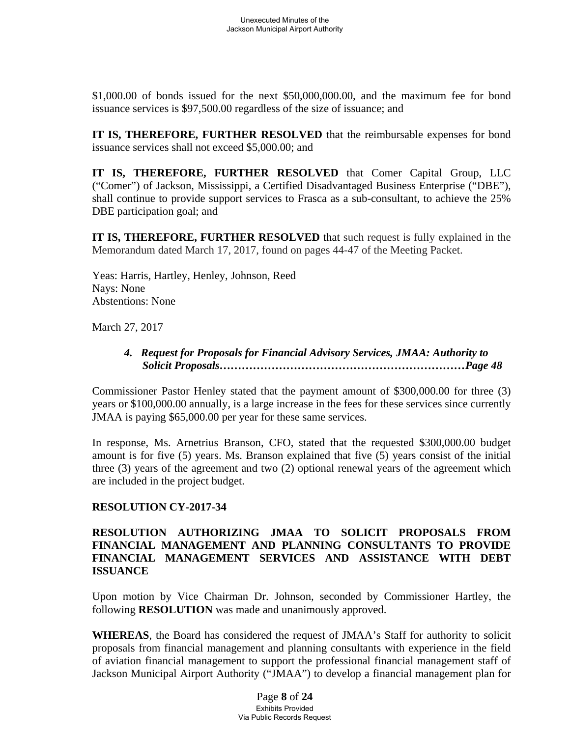$1,000.00 of bonds issued for the next $50,000,000.00, and the maximum fee for bond issuance services is $97,500.00 regardless of the size of issuance; and

**IT IS, THEREFORE, FURTHER RESOLVED** that the reimbursable expenses for bond issuance services shall not exceed $5,000.00; and

**IT IS, THEREFORE, FURTHER RESOLVED** that Comer Capital Group, LLC ("Comer") of Jackson, Mississippi, a Certified Disadvantaged Business Enterprise ("DBE"), shall continue to provide support services to Frasca as a sub-consultant, to achieve the 25% DBE participation goal; and

**IT IS, THEREFORE, FURTHER RESOLVED** that such request is fully explained in the Memorandum dated March 17, 2017, found on pages 44-47 of the Meeting Packet.

Yeas: Harris, Hartley, Henley, Johnson, Reed
Nays: None
Abstentions: None

March 27, 2017

> ***4. Request for Proposals for Financial Advisory Services, JMAA: Authority to Solicit Proposals…………………………………………………………Page 48***

Commissioner Pastor Henley stated that the payment amount of $300,000.00 for three (3) years or $100,000.00 annually, is a large increase in the fees for these services since currently JMAA is paying $65,000.00 per year for these same services.

In response, Ms. Arnetrius Branson, CFO, stated that the requested $300,000.00 budget amount is for five (5) years. Ms. Branson explained that five (5) years consist of the initial three (3) years of the agreement and two (2) optional renewal years of the agreement which are included in the project budget.

**RESOLUTION CY-2017-34**

**RESOLUTION AUTHORIZING JMAA TO SOLICIT PROPOSALS FROM FINANCIAL MANAGEMENT AND PLANNING CONSULTANTS TO PROVIDE FINANCIAL MANAGEMENT SERVICES AND ASSISTANCE WITH DEBT ISSUANCE**

Upon motion by Vice Chairman Dr. Johnson, seconded by Commissioner Hartley, the following **RESOLUTION** was made and unanimously approved.

**WHEREAS**, the Board has considered the request of JMAA's Staff for authority to solicit proposals from financial management and planning consultants with experience in the field of aviation financial management to support the professional financial management staff of Jackson Municipal Airport Authority ("JMAA") to develop a financial management plan for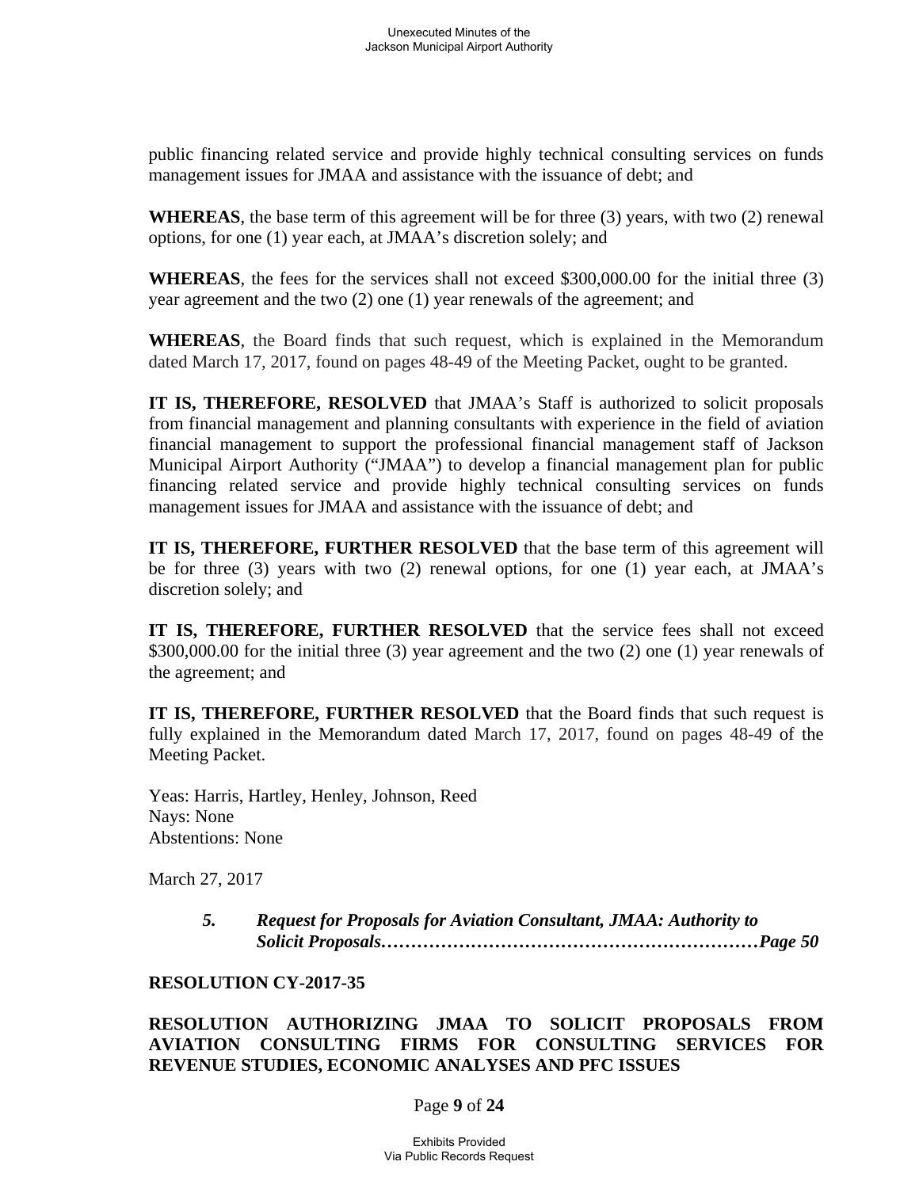public financing related service and provide highly technical consulting services on funds management issues for JMAA and assistance with the issuance of debt; and

**WHEREAS**, the base term of this agreement will be for three (3) years, with two (2) renewal options, for one (1) year each, at JMAA's discretion solely; and

**WHEREAS**, the fees for the services shall not exceed $300,000.00 for the initial three (3) year agreement and the two (2) one (1) year renewals of the agreement; and

**WHEREAS**, the Board finds that such request, which is explained in the Memorandum dated March 17, 2017, found on pages 48-49 of the Meeting Packet, ought to be granted.

**IT IS, THEREFORE, RESOLVED** that JMAA's Staff is authorized to solicit proposals from financial management and planning consultants with experience in the field of aviation financial management to support the professional financial management staff of Jackson Municipal Airport Authority ("JMAA") to develop a financial management plan for public financing related service and provide highly technical consulting services on funds management issues for JMAA and assistance with the issuance of debt; and

**IT IS, THEREFORE, FURTHER RESOLVED** that the base term of this agreement will be for three (3) years with two (2) renewal options, for one (1) year each, at JMAA's discretion solely; and

**IT IS, THEREFORE, FURTHER RESOLVED** that the service fees shall not exceed $300,000.00 for the initial three (3) year agreement and the two (2) one (1) year renewals of the agreement; and

**IT IS, THEREFORE, FURTHER RESOLVED** that the Board finds that such request is fully explained in the Memorandum dated March 17, 2017, found on pages 48-49 of the Meeting Packet.

Yeas: Harris, Hartley, Henley, Johnson, Reed
Nays: None
Abstentions: None

March 27, 2017

> ***5. Request for Proposals for Aviation Consultant, JMAA: Authority to Solicit Proposals……………………………………………………Page 50***

**RESOLUTION CY-2017-35**

**RESOLUTION AUTHORIZING JMAA TO SOLICIT PROPOSALS FROM AVIATION CONSULTING FIRMS FOR CONSULTING SERVICES FOR REVENUE STUDIES, ECONOMIC ANALYSES AND PFC ISSUES**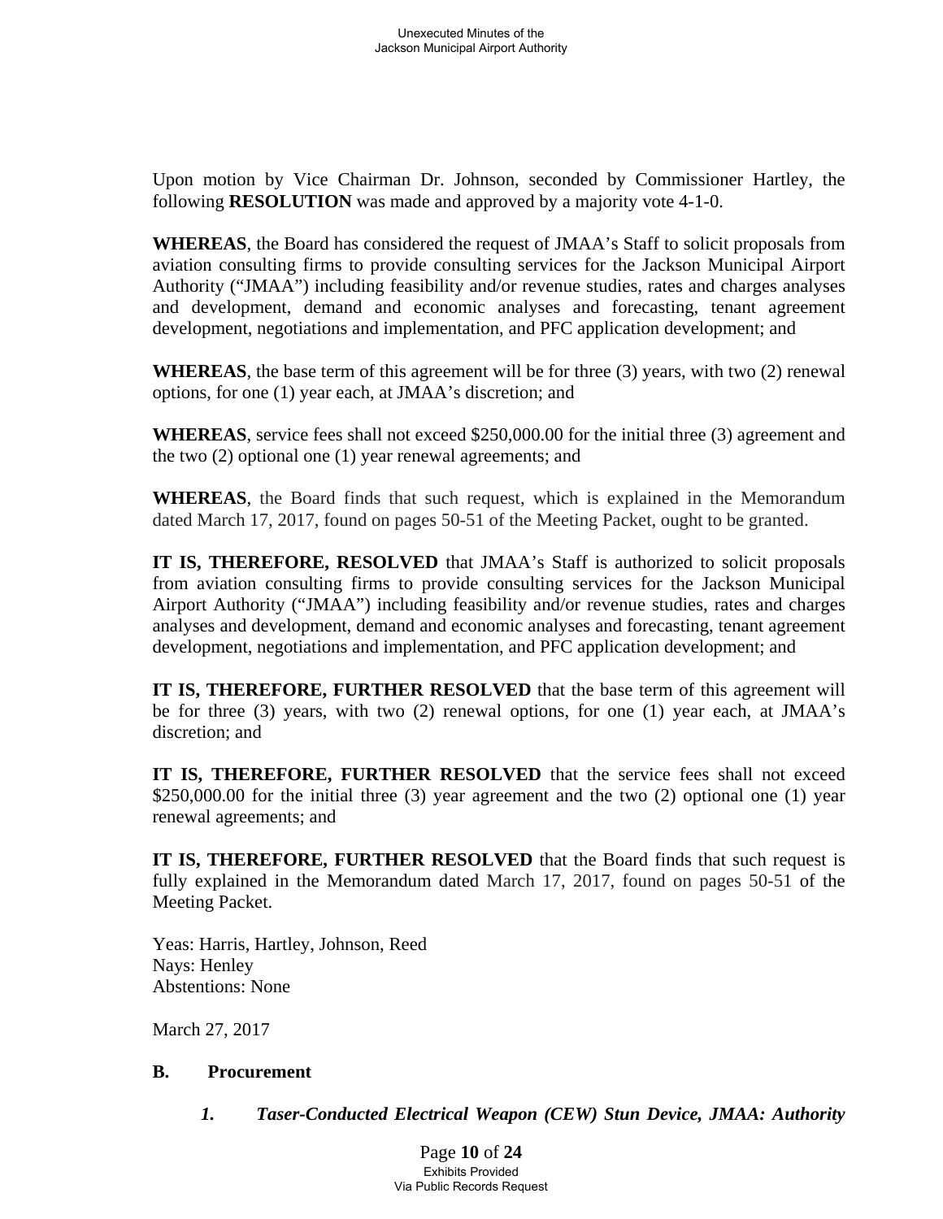Upon motion by Vice Chairman Dr. Johnson, seconded by Commissioner Hartley, the following **RESOLUTION** was made and approved by a majority vote 4-1-0.

**WHEREAS**, the Board has considered the request of JMAA's Staff to solicit proposals from aviation consulting firms to provide consulting services for the Jackson Municipal Airport Authority ("JMAA") including feasibility and/or revenue studies, rates and charges analyses and development, demand and economic analyses and forecasting, tenant agreement development, negotiations and implementation, and PFC application development; and

**WHEREAS**, the base term of this agreement will be for three (3) years, with two (2) renewal options, for one (1) year each, at JMAA's discretion; and

**WHEREAS**, service fees shall not exceed $250,000.00 for the initial three (3) agreement and the two (2) optional one (1) year renewal agreements; and

**WHEREAS**, the Board finds that such request, which is explained in the Memorandum dated March 17, 2017, found on pages 50-51 of the Meeting Packet, ought to be granted.

**IT IS, THEREFORE, RESOLVED** that JMAA's Staff is authorized to solicit proposals from aviation consulting firms to provide consulting services for the Jackson Municipal Airport Authority ("JMAA") including feasibility and/or revenue studies, rates and charges analyses and development, demand and economic analyses and forecasting, tenant agreement development, negotiations and implementation, and PFC application development; and

**IT IS, THEREFORE, FURTHER RESOLVED** that the base term of this agreement will be for three (3) years, with two (2) renewal options, for one (1) year each, at JMAA's discretion; and

**IT IS, THEREFORE, FURTHER RESOLVED** that the service fees shall not exceed $250,000.00 for the initial three (3) year agreement and the two (2) optional one (1) year renewal agreements; and

**IT IS, THEREFORE, FURTHER RESOLVED** that the Board finds that such request is fully explained in the Memorandum dated March 17, 2017, found on pages 50-51 of the Meeting Packet.

Yeas: Harris, Hartley, Johnson, Reed
Nays: Henley
Abstentions: None

March 27, 2017

**B. Procurement**

***1. Taser-Conducted Electrical Weapon (CEW) Stun Device, JMAA: Authority***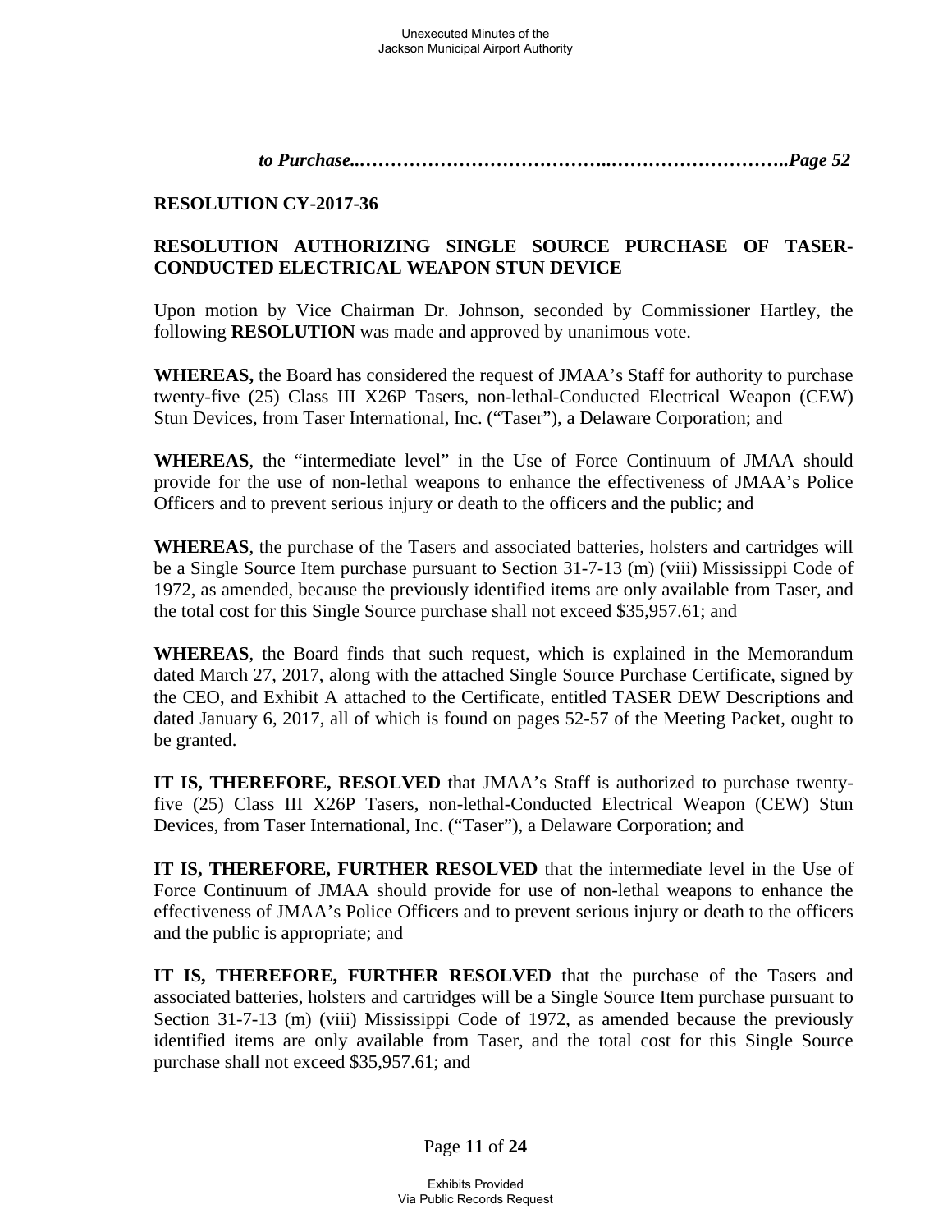***to Purchase..………………………………..………………………..Page 52***

**RESOLUTION CY-2017-36**

**RESOLUTION AUTHORIZING SINGLE SOURCE PURCHASE OF TASER-CONDUCTED ELECTRICAL WEAPON STUN DEVICE**

Upon motion by Vice Chairman Dr. Johnson, seconded by Commissioner Hartley, the following **RESOLUTION** was made and approved by unanimous vote.

**WHEREAS,** the Board has considered the request of JMAA's Staff for authority to purchase twenty-five (25) Class III X26P Tasers, non-lethal-Conducted Electrical Weapon (CEW) Stun Devices, from Taser International, Inc. ("Taser"), a Delaware Corporation; and

**WHEREAS**, the "intermediate level" in the Use of Force Continuum of JMAA should provide for the use of non-lethal weapons to enhance the effectiveness of JMAA's Police Officers and to prevent serious injury or death to the officers and the public; and

**WHEREAS**, the purchase of the Tasers and associated batteries, holsters and cartridges will be a Single Source Item purchase pursuant to Section 31-7-13 (m) (viii) Mississippi Code of 1972, as amended, because the previously identified items are only available from Taser, and the total cost for this Single Source purchase shall not exceed $35,957.61; and

**WHEREAS**, the Board finds that such request, which is explained in the Memorandum dated March 27, 2017, along with the attached Single Source Purchase Certificate, signed by the CEO, and Exhibit A attached to the Certificate, entitled TASER DEW Descriptions and dated January 6, 2017, all of which is found on pages 52-57 of the Meeting Packet, ought to be granted.

**IT IS, THEREFORE, RESOLVED** that JMAA's Staff is authorized to purchase twenty-five (25) Class III X26P Tasers, non-lethal-Conducted Electrical Weapon (CEW) Stun Devices, from Taser International, Inc. ("Taser"), a Delaware Corporation; and

**IT IS, THEREFORE, FURTHER RESOLVED** that the intermediate level in the Use of Force Continuum of JMAA should provide for use of non-lethal weapons to enhance the effectiveness of JMAA's Police Officers and to prevent serious injury or death to the officers and the public is appropriate; and

**IT IS, THEREFORE, FURTHER RESOLVED** that the purchase of the Tasers and associated batteries, holsters and cartridges will be a Single Source Item purchase pursuant to Section 31-7-13 (m) (viii) Mississippi Code of 1972, as amended because the previously identified items are only available from Taser, and the total cost for this Single Source purchase shall not exceed $35,957.61; and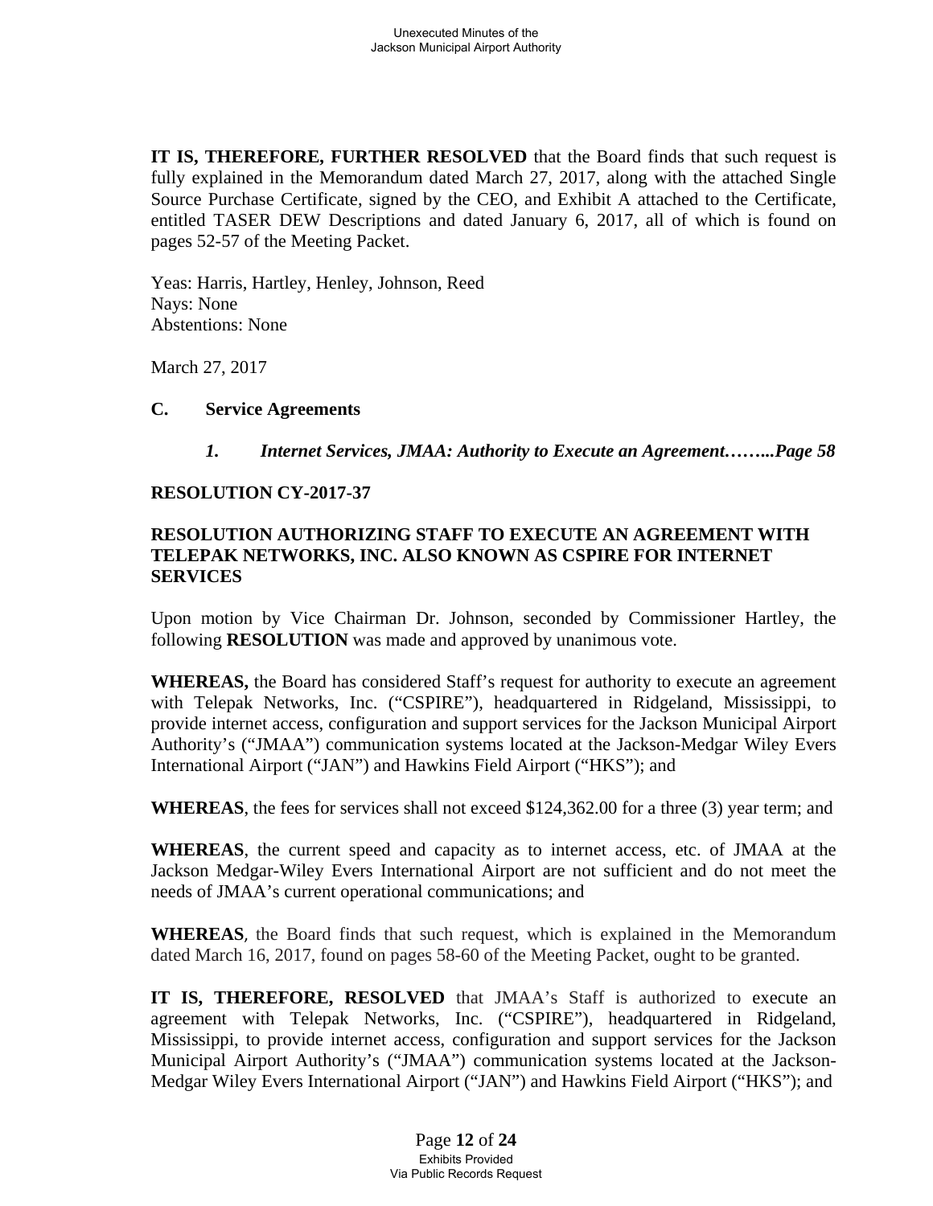**IT IS, THEREFORE, FURTHER RESOLVED** that the Board finds that such request is fully explained in the Memorandum dated March 27, 2017, along with the attached Single Source Purchase Certificate, signed by the CEO, and Exhibit A attached to the Certificate, entitled TASER DEW Descriptions and dated January 6, 2017, all of which is found on pages 52-57 of the Meeting Packet.

Yeas: Harris, Hartley, Henley, Johnson, Reed
Nays: None
Abstentions: None

March 27, 2017

**C. Service Agreements**

> ***1. Internet Services, JMAA: Authority to Execute an Agreement……..Page 58***

**RESOLUTION CY-2017-37**

**RESOLUTION AUTHORIZING STAFF TO EXECUTE AN AGREEMENT WITH TELEPAK NETWORKS, INC. ALSO KNOWN AS CSPIRE FOR INTERNET SERVICES**

Upon motion by Vice Chairman Dr. Johnson, seconded by Commissioner Hartley, the following **RESOLUTION** was made and approved by unanimous vote.

**WHEREAS,** the Board has considered Staff's request for authority to execute an agreement with Telepak Networks, Inc. ("CSPIRE"), headquartered in Ridgeland, Mississippi, to provide internet access, configuration and support services for the Jackson Municipal Airport Authority's ("JMAA") communication systems located at the Jackson-Medgar Wiley Evers International Airport ("JAN") and Hawkins Field Airport ("HKS"); and

**WHEREAS**, the fees for services shall not exceed $124,362.00 for a three (3) year term; and

**WHEREAS**, the current speed and capacity as to internet access, etc. of JMAA at the Jackson Medgar-Wiley Evers International Airport are not sufficient and do not meet the needs of JMAA's current operational communications; and

**WHEREAS**, the Board finds that such request, which is explained in the Memorandum dated March 16, 2017, found on pages 58-60 of the Meeting Packet, ought to be granted.

**IT IS, THEREFORE, RESOLVED** that JMAA's Staff is authorized to execute an agreement with Telepak Networks, Inc. ("CSPIRE"), headquartered in Ridgeland, Mississippi, to provide internet access, configuration and support services for the Jackson Municipal Airport Authority's ("JMAA") communication systems located at the Jackson-Medgar Wiley Evers International Airport ("JAN") and Hawkins Field Airport ("HKS"); and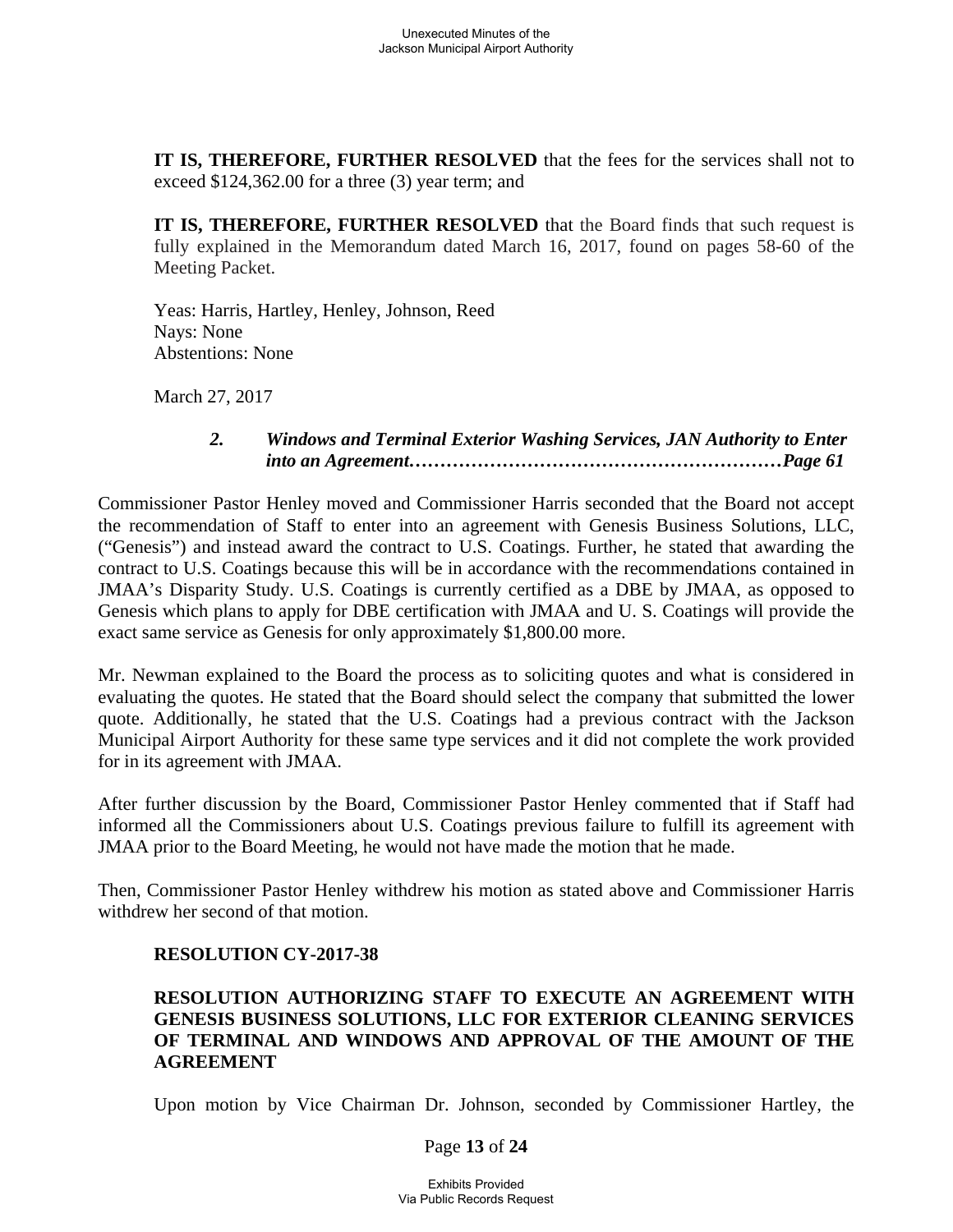**IT IS, THEREFORE, FURTHER RESOLVED** that the fees for the services shall not to exceed $124,362.00 for a three (3) year term; and

**IT IS, THEREFORE, FURTHER RESOLVED** that the Board finds that such request is fully explained in the Memorandum dated March 16, 2017, found on pages 58-60 of the Meeting Packet.

Yeas: Harris, Hartley, Henley, Johnson, Reed
Nays: None
Abstentions: None

March 27, 2017

***2. Windows and Terminal Exterior Washing Services, JAN Authority to Enter into an Agreement……………………………………………………Page 61***

Commissioner Pastor Henley moved and Commissioner Harris seconded that the Board not accept the recommendation of Staff to enter into an agreement with Genesis Business Solutions, LLC, ("Genesis") and instead award the contract to U.S. Coatings. Further, he stated that awarding the contract to U.S. Coatings because this will be in accordance with the recommendations contained in JMAA's Disparity Study. U.S. Coatings is currently certified as a DBE by JMAA, as opposed to Genesis which plans to apply for DBE certification with JMAA and U. S. Coatings will provide the exact same service as Genesis for only approximately $1,800.00 more.

Mr. Newman explained to the Board the process as to soliciting quotes and what is considered in evaluating the quotes. He stated that the Board should select the company that submitted the lower quote. Additionally, he stated that the U.S. Coatings had a previous contract with the Jackson Municipal Airport Authority for these same type services and it did not complete the work provided for in its agreement with JMAA.

After further discussion by the Board, Commissioner Pastor Henley commented that if Staff had informed all the Commissioners about U.S. Coatings previous failure to fulfill its agreement with JMAA prior to the Board Meeting, he would not have made the motion that he made.

Then, Commissioner Pastor Henley withdrew his motion as stated above and Commissioner Harris withdrew her second of that motion.

**RESOLUTION CY-2017-38**

**RESOLUTION AUTHORIZING STAFF TO EXECUTE AN AGREEMENT WITH GENESIS BUSINESS SOLUTIONS, LLC FOR EXTERIOR CLEANING SERVICES OF TERMINAL AND WINDOWS AND APPROVAL OF THE AMOUNT OF THE AGREEMENT**

Upon motion by Vice Chairman Dr. Johnson, seconded by Commissioner Hartley, the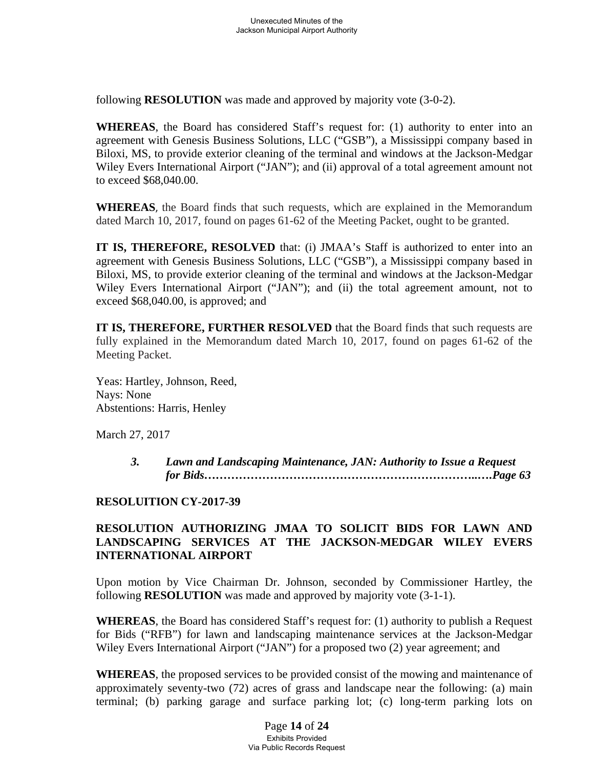following **RESOLUTION** was made and approved by majority vote (3-0-2).

**WHEREAS**, the Board has considered Staff's request for: (1) authority to enter into an agreement with Genesis Business Solutions, LLC ("GSB"), a Mississippi company based in Biloxi, MS, to provide exterior cleaning of the terminal and windows at the Jackson-Medgar Wiley Evers International Airport ("JAN"); and (ii) approval of a total agreement amount not to exceed $68,040.00.

**WHEREAS**, the Board finds that such requests, which are explained in the Memorandum dated March 10, 2017, found on pages 61-62 of the Meeting Packet, ought to be granted.

**IT IS, THEREFORE, RESOLVED** that: (i) JMAA's Staff is authorized to enter into an agreement with Genesis Business Solutions, LLC ("GSB"), a Mississippi company based in Biloxi, MS, to provide exterior cleaning of the terminal and windows at the Jackson-Medgar Wiley Evers International Airport ("JAN"); and (ii) the total agreement amount, not to exceed $68,040.00, is approved; and

**IT IS, THEREFORE, FURTHER RESOLVED** that the Board finds that such requests are fully explained in the Memorandum dated March 10, 2017, found on pages 61-62 of the Meeting Packet.

Yeas: Hartley, Johnson, Reed,
Nays: None
Abstentions: Harris, Henley

March 27, 2017

> ***3. Lawn and Landscaping Maintenance, JAN: Authority to Issue a Request for Bids……………………………………………………………..….Page 63***

**RESOLUITION CY-2017-39**

**RESOLUTION AUTHORIZING JMAA TO SOLICIT BIDS FOR LAWN AND LANDSCAPING SERVICES AT THE JACKSON-MEDGAR WILEY EVERS INTERNATIONAL AIRPORT**

Upon motion by Vice Chairman Dr. Johnson, seconded by Commissioner Hartley, the following **RESOLUTION** was made and approved by majority vote (3-1-1).

**WHEREAS**, the Board has considered Staff's request for: (1) authority to publish a Request for Bids ("RFB") for lawn and landscaping maintenance services at the Jackson-Medgar Wiley Evers International Airport ("JAN") for a proposed two (2) year agreement; and

**WHEREAS**, the proposed services to be provided consist of the mowing and maintenance of approximately seventy-two (72) acres of grass and landscape near the following: (a) main terminal; (b) parking garage and surface parking lot; (c) long-term parking lots on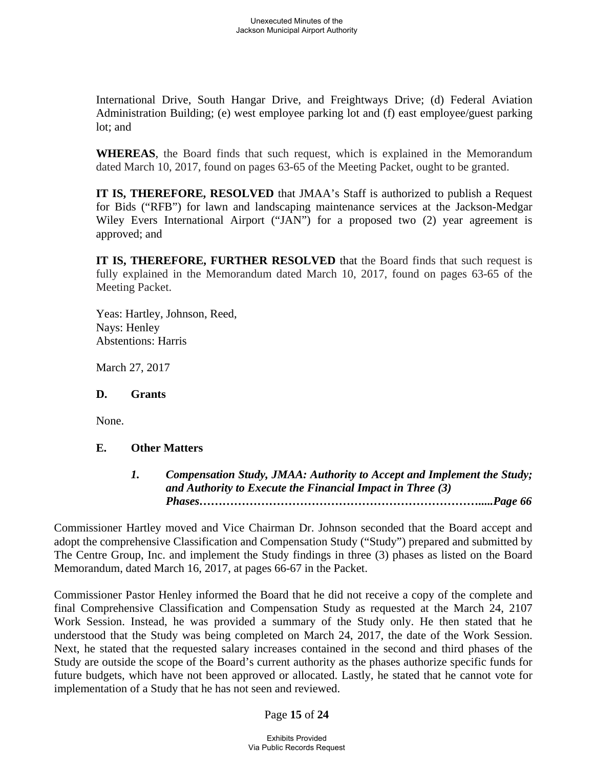International Drive, South Hangar Drive, and Freightways Drive; (d) Federal Aviation Administration Building; (e) west employee parking lot and (f) east employee/guest parking lot; and

**WHEREAS**, the Board finds that such request, which is explained in the Memorandum dated March 10, 2017, found on pages 63-65 of the Meeting Packet, ought to be granted.

**IT IS, THEREFORE, RESOLVED** that JMAA's Staff is authorized to publish a Request for Bids ("RFB") for lawn and landscaping maintenance services at the Jackson-Medgar Wiley Evers International Airport ("JAN") for a proposed two (2) year agreement is approved; and

**IT IS, THEREFORE, FURTHER RESOLVED** that the Board finds that such request is fully explained in the Memorandum dated March 10, 2017, found on pages 63-65 of the Meeting Packet.

Yeas: Hartley, Johnson, Reed,
Nays: Henley
Abstentions: Harris

March 27, 2017

**D. Grants**

None.

**E. Other Matters**

***1. Compensation Study, JMAA: Authority to Accept and Implement the Study; and Authority to Execute the Financial Impact in Three (3) Phases…………………………………………………………….....Page 66***

Commissioner Hartley moved and Vice Chairman Dr. Johnson seconded that the Board accept and adopt the comprehensive Classification and Compensation Study ("Study") prepared and submitted by The Centre Group, Inc. and implement the Study findings in three (3) phases as listed on the Board Memorandum, dated March 16, 2017, at pages 66-67 in the Packet.

Commissioner Pastor Henley informed the Board that he did not receive a copy of the complete and final Comprehensive Classification and Compensation Study as requested at the March 24, 2107 Work Session. Instead, he was provided a summary of the Study only. He then stated that he understood that the Study was being completed on March 24, 2017, the date of the Work Session. Next, he stated that the requested salary increases contained in the second and third phases of the Study are outside the scope of the Board's current authority as the phases authorize specific funds for future budgets, which have not been approved or allocated. Lastly, he stated that he cannot vote for implementation of a Study that he has not seen and reviewed.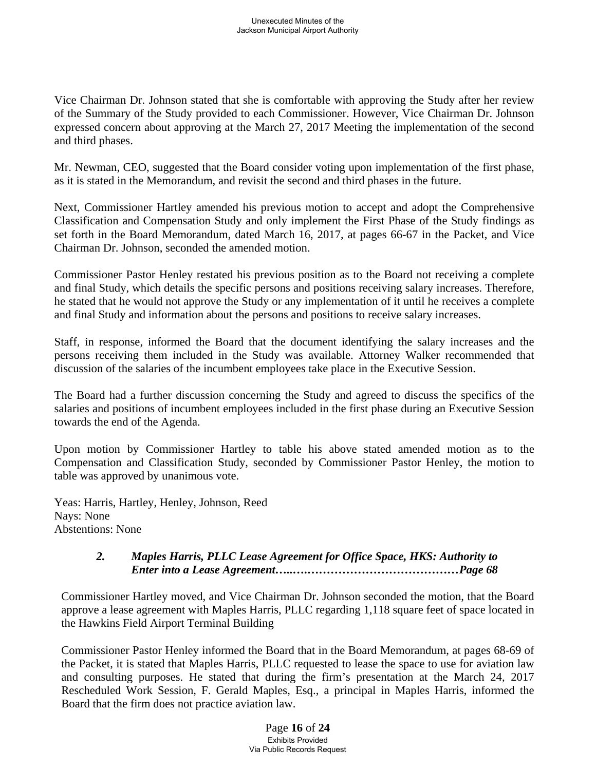Vice Chairman Dr. Johnson stated that she is comfortable with approving the Study after her review of the Summary of the Study provided to each Commissioner. However, Vice Chairman Dr. Johnson expressed concern about approving at the March 27, 2017 Meeting the implementation of the second and third phases.

Mr. Newman, CEO, suggested that the Board consider voting upon implementation of the first phase, as it is stated in the Memorandum, and revisit the second and third phases in the future.

Next, Commissioner Hartley amended his previous motion to accept and adopt the Comprehensive Classification and Compensation Study and only implement the First Phase of the Study findings as set forth in the Board Memorandum, dated March 16, 2017, at pages 66-67 in the Packet, and Vice Chairman Dr. Johnson, seconded the amended motion.

Commissioner Pastor Henley restated his previous position as to the Board not receiving a complete and final Study, which details the specific persons and positions receiving salary increases. Therefore, he stated that he would not approve the Study or any implementation of it until he receives a complete and final Study and information about the persons and positions to receive salary increases.

Staff, in response, informed the Board that the document identifying the salary increases and the persons receiving them included in the Study was available. Attorney Walker recommended that discussion of the salaries of the incumbent employees take place in the Executive Session.

The Board had a further discussion concerning the Study and agreed to discuss the specifics of the salaries and positions of incumbent employees included in the first phase during an Executive Session towards the end of the Agenda.

Upon motion by Commissioner Hartley to table his above stated amended motion as to the Compensation and Classification Study, seconded by Commissioner Pastor Henley, the motion to table was approved by unanimous vote.

Yeas: Harris, Hartley, Henley, Johnson, Reed
Nays: None
Abstentions: None

### *2. Maples Harris, PLLC Lease Agreement for Office Space, HKS: Authority to Enter into a Lease Agreement…...……………………………………Page 68*

Commissioner Hartley moved, and Vice Chairman Dr. Johnson seconded the motion, that the Board approve a lease agreement with Maples Harris, PLLC regarding 1,118 square feet of space located in the Hawkins Field Airport Terminal Building

Commissioner Pastor Henley informed the Board that in the Board Memorandum, at pages 68-69 of the Packet, it is stated that Maples Harris, PLLC requested to lease the space to use for aviation law and consulting purposes. He stated that during the firm's presentation at the March 24, 2017 Rescheduled Work Session, F. Gerald Maples, Esq., a principal in Maples Harris, informed the Board that the firm does not practice aviation law.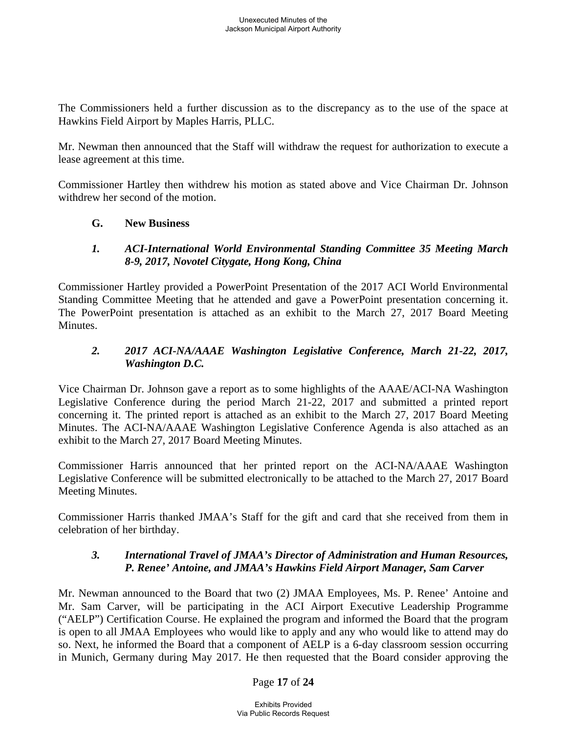The Commissioners held a further discussion as to the discrepancy as to the use of the space at Hawkins Field Airport by Maples Harris, PLLC.

Mr. Newman then announced that the Staff will withdraw the request for authorization to execute a lease agreement at this time.

Commissioner Hartley then withdrew his motion as stated above and Vice Chairman Dr. Johnson withdrew her second of the motion.

**G. New Business**

***1. ACI-International World Environmental Standing Committee 35 Meeting March 8-9, 2017, Novotel Citygate, Hong Kong, China***

Commissioner Hartley provided a PowerPoint Presentation of the 2017 ACI World Environmental Standing Committee Meeting that he attended and gave a PowerPoint presentation concerning it. The PowerPoint presentation is attached as an exhibit to the March 27, 2017 Board Meeting Minutes.

***2. 2017 ACI-NA/AAAE Washington Legislative Conference, March 21-22, 2017, Washington D.C.***

Vice Chairman Dr. Johnson gave a report as to some highlights of the AAAE/ACI-NA Washington Legislative Conference during the period March 21-22, 2017 and submitted a printed report concerning it. The printed report is attached as an exhibit to the March 27, 2017 Board Meeting Minutes. The ACI-NA/AAAE Washington Legislative Conference Agenda is also attached as an exhibit to the March 27, 2017 Board Meeting Minutes.

Commissioner Harris announced that her printed report on the ACI-NA/AAAE Washington Legislative Conference will be submitted electronically to be attached to the March 27, 2017 Board Meeting Minutes.

Commissioner Harris thanked JMAA's Staff for the gift and card that she received from them in celebration of her birthday.

***3. International Travel of JMAA's Director of Administration and Human Resources, P. Renee' Antoine, and JMAA's Hawkins Field Airport Manager, Sam Carver***

Mr. Newman announced to the Board that two (2) JMAA Employees, Ms. P. Renee' Antoine and Mr. Sam Carver, will be participating in the ACI Airport Executive Leadership Programme ("AELP") Certification Course. He explained the program and informed the Board that the program is open to all JMAA Employees who would like to apply and any who would like to attend may do so. Next, he informed the Board that a component of AELP is a 6-day classroom session occurring in Munich, Germany during May 2017. He then requested that the Board consider approving the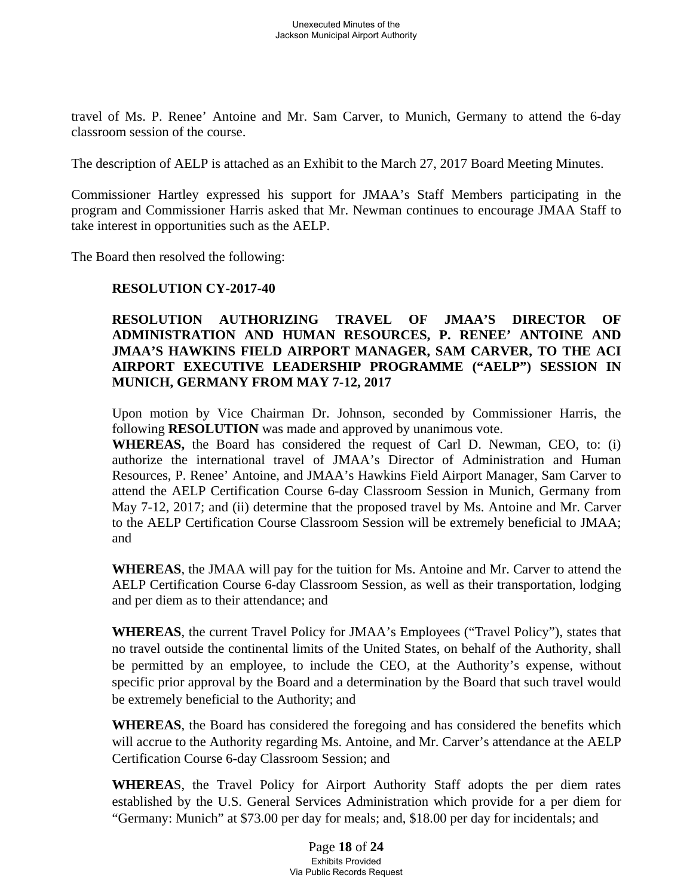travel of Ms. P. Renee' Antoine and Mr. Sam Carver, to Munich, Germany to attend the 6-day classroom session of the course.

The description of AELP is attached as an Exhibit to the March 27, 2017 Board Meeting Minutes.

Commissioner Hartley expressed his support for JMAA's Staff Members participating in the program and Commissioner Harris asked that Mr. Newman continues to encourage JMAA Staff to take interest in opportunities such as the AELP.

The Board then resolved the following:

**RESOLUTION CY-2017-40**

**RESOLUTION AUTHORIZING TRAVEL OF JMAA'S DIRECTOR OF ADMINISTRATION AND HUMAN RESOURCES, P. RENEE' ANTOINE AND JMAA'S HAWKINS FIELD AIRPORT MANAGER, SAM CARVER, TO THE ACI AIRPORT EXECUTIVE LEADERSHIP PROGRAMME ("AELP") SESSION IN MUNICH, GERMANY FROM MAY 7-12, 2017**

Upon motion by Vice Chairman Dr. Johnson, seconded by Commissioner Harris, the following **RESOLUTION** was made and approved by unanimous vote.

**WHEREAS,** the Board has considered the request of Carl D. Newman, CEO, to: (i) authorize the international travel of JMAA's Director of Administration and Human Resources, P. Renee' Antoine, and JMAA's Hawkins Field Airport Manager, Sam Carver to attend the AELP Certification Course 6-day Classroom Session in Munich, Germany from May 7-12, 2017; and (ii) determine that the proposed travel by Ms. Antoine and Mr. Carver to the AELP Certification Course Classroom Session will be extremely beneficial to JMAA; and

**WHEREAS**, the JMAA will pay for the tuition for Ms. Antoine and Mr. Carver to attend the AELP Certification Course 6-day Classroom Session, as well as their transportation, lodging and per diem as to their attendance; and

**WHEREAS**, the current Travel Policy for JMAA's Employees ("Travel Policy"), states that no travel outside the continental limits of the United States, on behalf of the Authority, shall be permitted by an employee, to include the CEO, at the Authority's expense, without specific prior approval by the Board and a determination by the Board that such travel would be extremely beneficial to the Authority; and

**WHEREAS**, the Board has considered the foregoing and has considered the benefits which will accrue to the Authority regarding Ms. Antoine, and Mr. Carver's attendance at the AELP Certification Course 6-day Classroom Session; and

**WHEREAS**, the Travel Policy for Airport Authority Staff adopts the per diem rates established by the U.S. General Services Administration which provide for a per diem for "Germany: Munich" at $73.00 per day for meals; and, $18.00 per day for incidentals; and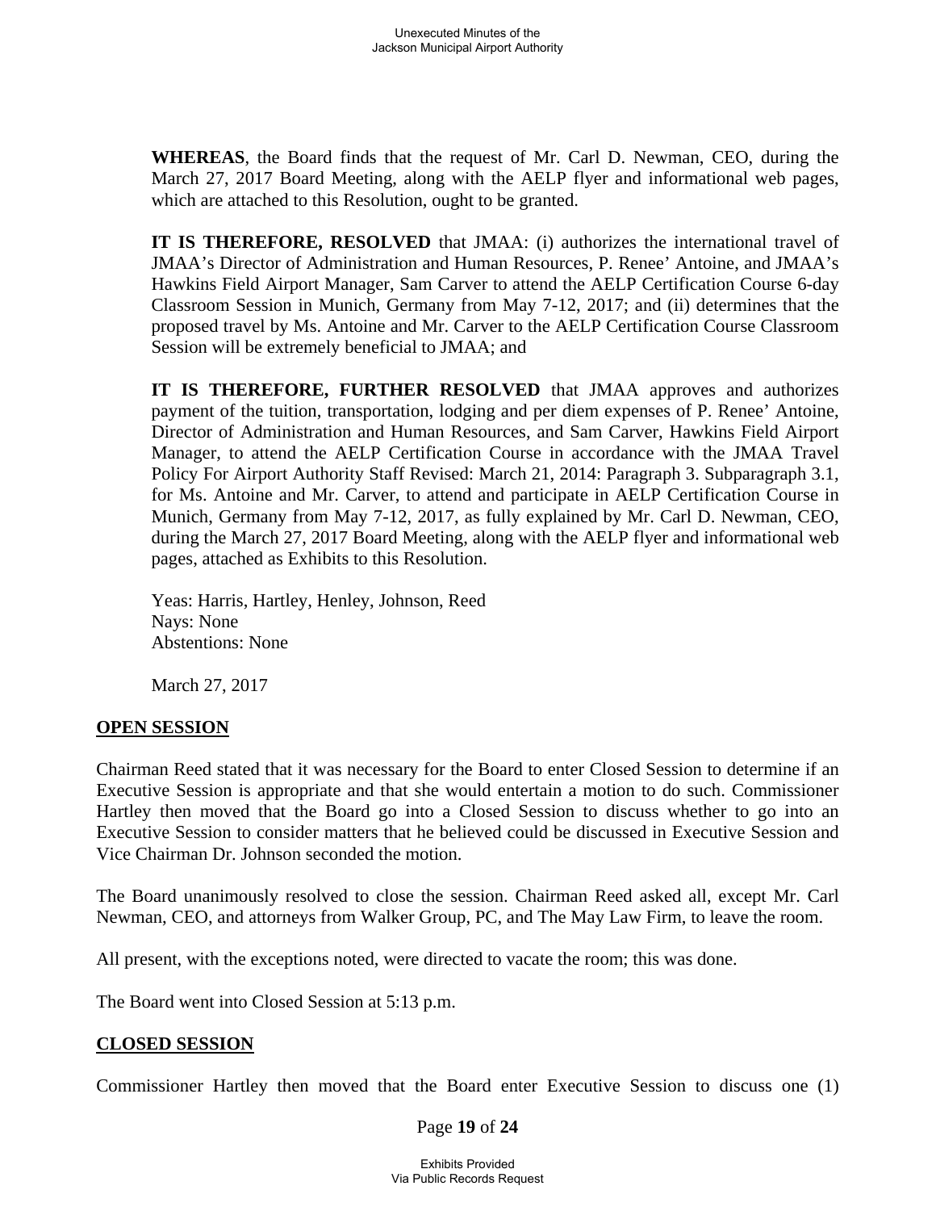**WHEREAS**, the Board finds that the request of Mr. Carl D. Newman, CEO, during the March 27, 2017 Board Meeting, along with the AELP flyer and informational web pages, which are attached to this Resolution, ought to be granted.

**IT IS THEREFORE, RESOLVED** that JMAA: (i) authorizes the international travel of JMAA's Director of Administration and Human Resources, P. Renee' Antoine, and JMAA's Hawkins Field Airport Manager, Sam Carver to attend the AELP Certification Course 6-day Classroom Session in Munich, Germany from May 7-12, 2017; and (ii) determines that the proposed travel by Ms. Antoine and Mr. Carver to the AELP Certification Course Classroom Session will be extremely beneficial to JMAA; and

**IT IS THEREFORE, FURTHER RESOLVED** that JMAA approves and authorizes payment of the tuition, transportation, lodging and per diem expenses of P. Renee' Antoine, Director of Administration and Human Resources, and Sam Carver, Hawkins Field Airport Manager, to attend the AELP Certification Course in accordance with the JMAA Travel Policy For Airport Authority Staff Revised: March 21, 2014: Paragraph 3. Subparagraph 3.1, for Ms. Antoine and Mr. Carver, to attend and participate in AELP Certification Course in Munich, Germany from May 7-12, 2017, as fully explained by Mr. Carl D. Newman, CEO, during the March 27, 2017 Board Meeting, along with the AELP flyer and informational web pages, attached as Exhibits to this Resolution.

Yeas: Harris, Hartley, Henley, Johnson, Reed
Nays: None
Abstentions: None

March 27, 2017

## OPEN SESSION

Chairman Reed stated that it was necessary for the Board to enter Closed Session to determine if an Executive Session is appropriate and that she would entertain a motion to do such. Commissioner Hartley then moved that the Board go into a Closed Session to discuss whether to go into an Executive Session to consider matters that he believed could be discussed in Executive Session and Vice Chairman Dr. Johnson seconded the motion.

The Board unanimously resolved to close the session. Chairman Reed asked all, except Mr. Carl Newman, CEO, and attorneys from Walker Group, PC, and The May Law Firm, to leave the room.

All present, with the exceptions noted, were directed to vacate the room; this was done.

The Board went into Closed Session at 5:13 p.m.

## CLOSED SESSION

Commissioner Hartley then moved that the Board enter Executive Session to discuss one (1)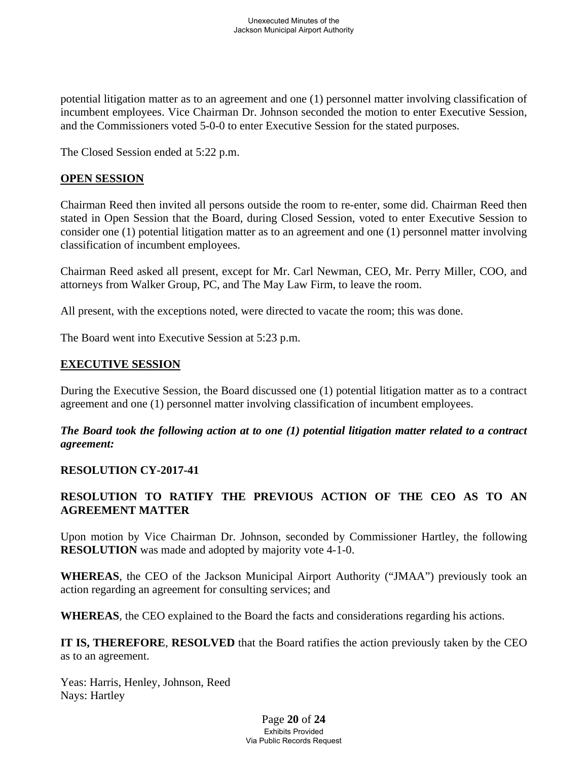potential litigation matter as to an agreement and one (1) personnel matter involving classification of incumbent employees. Vice Chairman Dr. Johnson seconded the motion to enter Executive Session, and the Commissioners voted 5-0-0 to enter Executive Session for the stated purposes.

The Closed Session ended at 5:22 p.m.

## OPEN SESSION

Chairman Reed then invited all persons outside the room to re-enter, some did. Chairman Reed then stated in Open Session that the Board, during Closed Session, voted to enter Executive Session to consider one (1) potential litigation matter as to an agreement and one (1) personnel matter involving classification of incumbent employees.

Chairman Reed asked all present, except for Mr. Carl Newman, CEO, Mr. Perry Miller, COO, and attorneys from Walker Group, PC, and The May Law Firm, to leave the room.

All present, with the exceptions noted, were directed to vacate the room; this was done.

The Board went into Executive Session at 5:23 p.m.

## EXECUTIVE SESSION

During the Executive Session, the Board discussed one (1) potential litigation matter as to a contract agreement and one (1) personnel matter involving classification of incumbent employees.

***The Board took the following action at to one (1) potential litigation matter related to a contract agreement:***

**RESOLUTION CY-2017-41**

**RESOLUTION TO RATIFY THE PREVIOUS ACTION OF THE CEO AS TO AN AGREEMENT MATTER**

Upon motion by Vice Chairman Dr. Johnson, seconded by Commissioner Hartley, the following **RESOLUTION** was made and adopted by majority vote 4-1-0.

**WHEREAS**, the CEO of the Jackson Municipal Airport Authority ("JMAA") previously took an action regarding an agreement for consulting services; and

**WHEREAS**, the CEO explained to the Board the facts and considerations regarding his actions.

**IT IS, THEREFORE**, **RESOLVED** that the Board ratifies the action previously taken by the CEO as to an agreement.

Yeas: Harris, Henley, Johnson, Reed
Nays: Hartley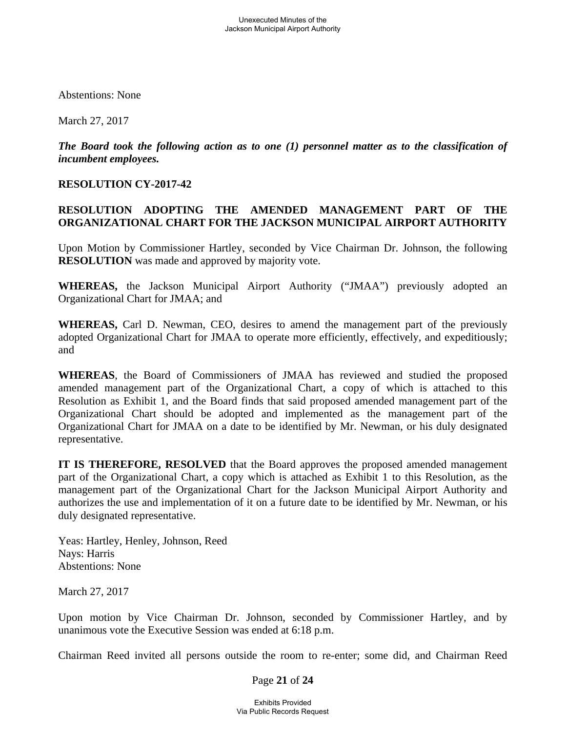Abstentions: None

March 27, 2017

***The Board took the following action as to one (1) personnel matter as to the classification of incumbent employees.***

**RESOLUTION CY-2017-42**

**RESOLUTION ADOPTING THE AMENDED MANAGEMENT PART OF THE ORGANIZATIONAL CHART FOR THE JACKSON MUNICIPAL AIRPORT AUTHORITY**

Upon Motion by Commissioner Hartley, seconded by Vice Chairman Dr. Johnson, the following **RESOLUTION** was made and approved by majority vote.

**WHEREAS,** the Jackson Municipal Airport Authority ("JMAA") previously adopted an Organizational Chart for JMAA; and

**WHEREAS,** Carl D. Newman, CEO, desires to amend the management part of the previously adopted Organizational Chart for JMAA to operate more efficiently, effectively, and expeditiously; and

**WHEREAS**, the Board of Commissioners of JMAA has reviewed and studied the proposed amended management part of the Organizational Chart, a copy of which is attached to this Resolution as Exhibit 1, and the Board finds that said proposed amended management part of the Organizational Chart should be adopted and implemented as the management part of the Organizational Chart for JMAA on a date to be identified by Mr. Newman, or his duly designated representative.

**IT IS THEREFORE, RESOLVED** that the Board approves the proposed amended management part of the Organizational Chart, a copy which is attached as Exhibit 1 to this Resolution, as the management part of the Organizational Chart for the Jackson Municipal Airport Authority and authorizes the use and implementation of it on a future date to be identified by Mr. Newman, or his duly designated representative.

Yeas: Hartley, Henley, Johnson, Reed
Nays: Harris
Abstentions: None

March 27, 2017

Upon motion by Vice Chairman Dr. Johnson, seconded by Commissioner Hartley, and by unanimous vote the Executive Session was ended at 6:18 p.m.

Chairman Reed invited all persons outside the room to re-enter; some did, and Chairman Reed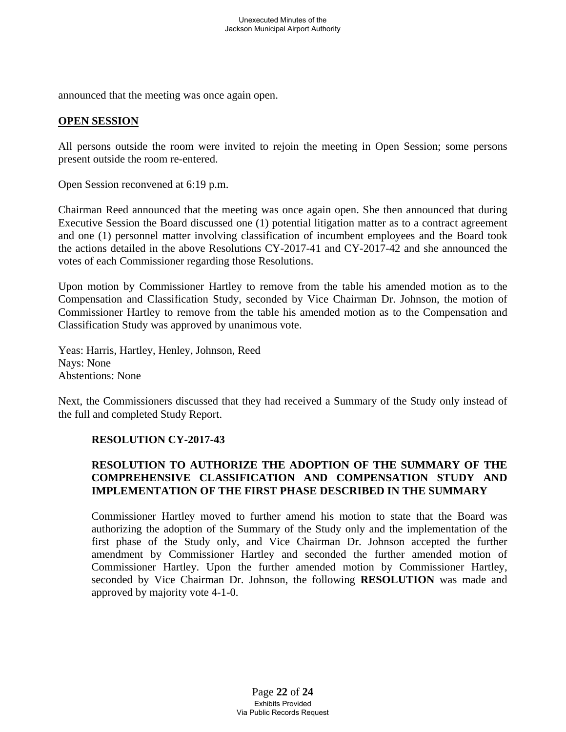announced that the meeting was once again open.

## OPEN SESSION

All persons outside the room were invited to rejoin the meeting in Open Session; some persons present outside the room re-entered.

Open Session reconvened at 6:19 p.m.

Chairman Reed announced that the meeting was once again open. She then announced that during Executive Session the Board discussed one (1) potential litigation matter as to a contract agreement and one (1) personnel matter involving classification of incumbent employees and the Board took the actions detailed in the above Resolutions CY-2017-41 and CY-2017-42 and she announced the votes of each Commissioner regarding those Resolutions.

Upon motion by Commissioner Hartley to remove from the table his amended motion as to the Compensation and Classification Study, seconded by Vice Chairman Dr. Johnson, the motion of Commissioner Hartley to remove from the table his amended motion as to the Compensation and Classification Study was approved by unanimous vote.

Yeas: Harris, Hartley, Henley, Johnson, Reed
Nays: None
Abstentions: None

Next, the Commissioners discussed that they had received a Summary of the Study only instead of the full and completed Study Report.

### RESOLUTION CY-2017-43

### RESOLUTION TO AUTHORIZE THE ADOPTION OF THE SUMMARY OF THE COMPREHENSIVE CLASSIFICATION AND COMPENSATION STUDY AND IMPLEMENTATION OF THE FIRST PHASE DESCRIBED IN THE SUMMARY

Commissioner Hartley moved to further amend his motion to state that the Board was authorizing the adoption of the Summary of the Study only and the implementation of the first phase of the Study only, and Vice Chairman Dr. Johnson accepted the further amendment by Commissioner Hartley and seconded the further amended motion of Commissioner Hartley. Upon the further amended motion by Commissioner Hartley, seconded by Vice Chairman Dr. Johnson, the following **RESOLUTION** was made and approved by majority vote 4-1-0.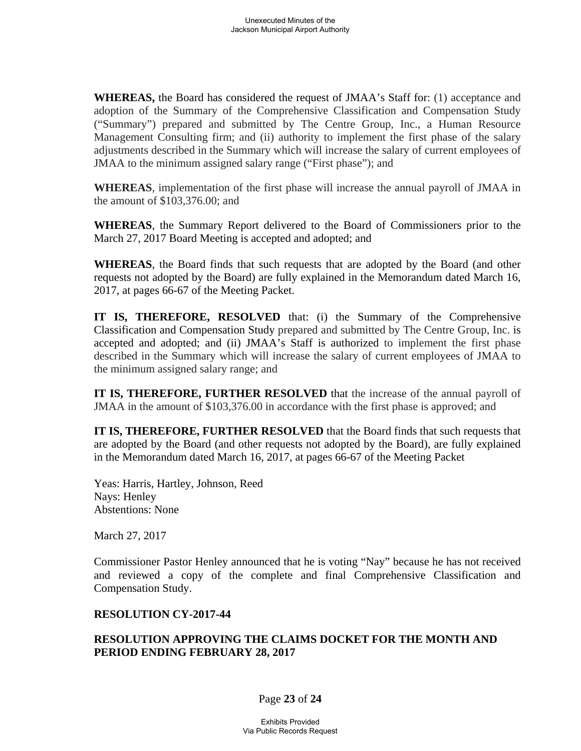**WHEREAS,** the Board has considered the request of JMAA's Staff for: (1) acceptance and adoption of the Summary of the Comprehensive Classification and Compensation Study ("Summary") prepared and submitted by The Centre Group, Inc., a Human Resource Management Consulting firm; and (ii) authority to implement the first phase of the salary adjustments described in the Summary which will increase the salary of current employees of JMAA to the minimum assigned salary range ("First phase"); and

**WHEREAS**, implementation of the first phase will increase the annual payroll of JMAA in the amount of $103,376.00; and

**WHEREAS**, the Summary Report delivered to the Board of Commissioners prior to the March 27, 2017 Board Meeting is accepted and adopted; and

**WHEREAS**, the Board finds that such requests that are adopted by the Board (and other requests not adopted by the Board) are fully explained in the Memorandum dated March 16, 2017, at pages 66-67 of the Meeting Packet.

**IT IS, THEREFORE, RESOLVED** that: (i) the Summary of the Comprehensive Classification and Compensation Study prepared and submitted by The Centre Group, Inc. is accepted and adopted; and (ii) JMAA's Staff is authorized to implement the first phase described in the Summary which will increase the salary of current employees of JMAA to the minimum assigned salary range; and

**IT IS, THEREFORE, FURTHER RESOLVED** that the increase of the annual payroll of JMAA in the amount of $103,376.00 in accordance with the first phase is approved; and

**IT IS, THEREFORE, FURTHER RESOLVED** that the Board finds that such requests that are adopted by the Board (and other requests not adopted by the Board), are fully explained in the Memorandum dated March 16, 2017, at pages 66-67 of the Meeting Packet

Yeas: Harris, Hartley, Johnson, Reed
Nays: Henley
Abstentions: None

March 27, 2017

Commissioner Pastor Henley announced that he is voting "Nay" because he has not received and reviewed a copy of the complete and final Comprehensive Classification and Compensation Study.

**RESOLUTION CY-2017-44**

**RESOLUTION APPROVING THE CLAIMS DOCKET FOR THE MONTH AND PERIOD ENDING FEBRUARY 28, 2017**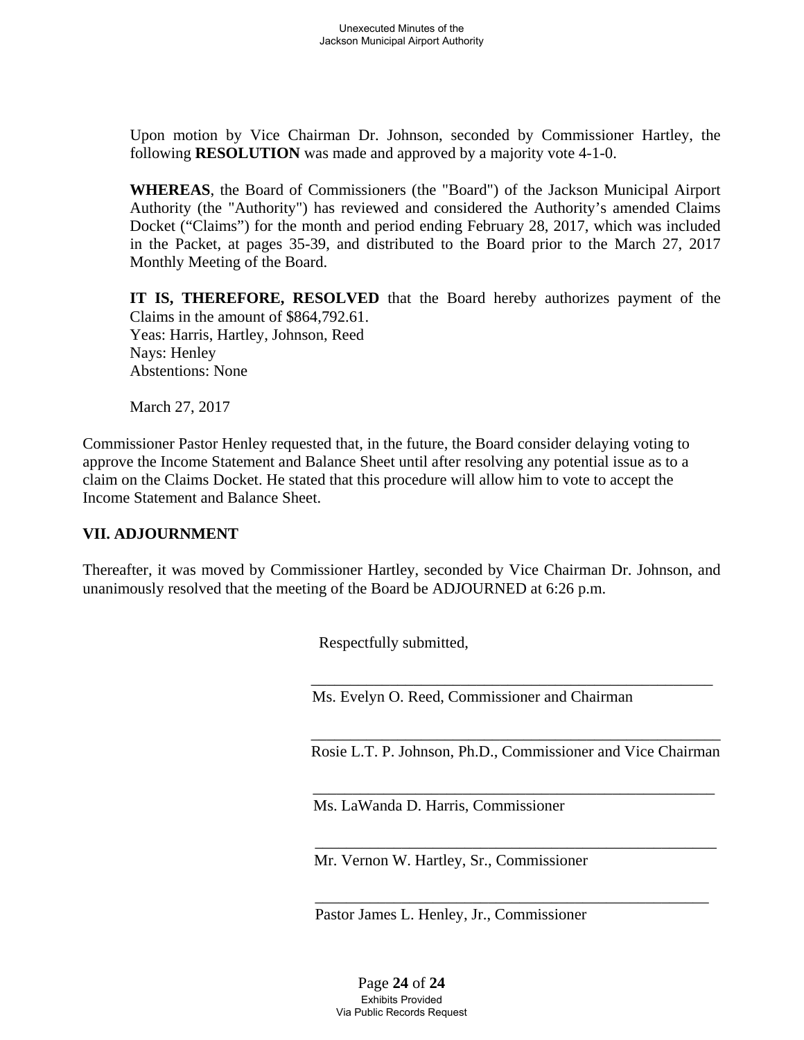Upon motion by Vice Chairman Dr. Johnson, seconded by Commissioner Hartley, the following **RESOLUTION** was made and approved by a majority vote 4-1-0.

**WHEREAS**, the Board of Commissioners (the "Board") of the Jackson Municipal Airport Authority (the "Authority") has reviewed and considered the Authority's amended Claims Docket ("Claims") for the month and period ending February 28, 2017, which was included in the Packet, at pages 35-39, and distributed to the Board prior to the March 27, 2017 Monthly Meeting of the Board.

**IT IS, THEREFORE, RESOLVED** that the Board hereby authorizes payment of the Claims in the amount of $864,792.61.
Yeas: Harris, Hartley, Johnson, Reed
Nays: Henley
Abstentions: None

March 27, 2017

Commissioner Pastor Henley requested that, in the future, the Board consider delaying voting to approve the Income Statement and Balance Sheet until after resolving any potential issue as to a claim on the Claims Docket. He stated that this procedure will allow him to vote to accept the Income Statement and Balance Sheet.

## VII. ADJOURNMENT

Thereafter, it was moved by Commissioner Hartley, seconded by Vice Chairman Dr. Johnson, and unanimously resolved that the meeting of the Board be ADJOURNED at 6:26 p.m.

Respectfully submitted,

\_\_\_\_\_\_\_\_\_\_\_\_\_\_\_\_\_\_\_\_\_\_\_\_\_\_\_\_\_\_\_\_\_\_\_\_\_\_\_\_\_\_\_\_\_\_\_\_\_\_
Ms. Evelyn O. Reed, Commissioner and Chairman

\_\_\_\_\_\_\_\_\_\_\_\_\_\_\_\_\_\_\_\_\_\_\_\_\_\_\_\_\_\_\_\_\_\_\_\_\_\_\_\_\_\_\_\_\_\_\_\_\_\_
Rosie L.T. P. Johnson, Ph.D., Commissioner and Vice Chairman

\_\_\_\_\_\_\_\_\_\_\_\_\_\_\_\_\_\_\_\_\_\_\_\_\_\_\_\_\_\_\_\_\_\_\_\_\_\_\_\_\_\_\_\_\_\_\_\_\_\_
Ms. LaWanda D. Harris, Commissioner

\_\_\_\_\_\_\_\_\_\_\_\_\_\_\_\_\_\_\_\_\_\_\_\_\_\_\_\_\_\_\_\_\_\_\_\_\_\_\_\_\_\_\_\_\_\_\_\_\_\_
Mr. Vernon W. Hartley, Sr., Commissioner

\_\_\_\_\_\_\_\_\_\_\_\_\_\_\_\_\_\_\_\_\_\_\_\_\_\_\_\_\_\_\_\_\_\_\_\_\_\_\_\_\_\_\_\_\_\_\_\_\_\_
Pastor James L. Henley, Jr., Commissioner